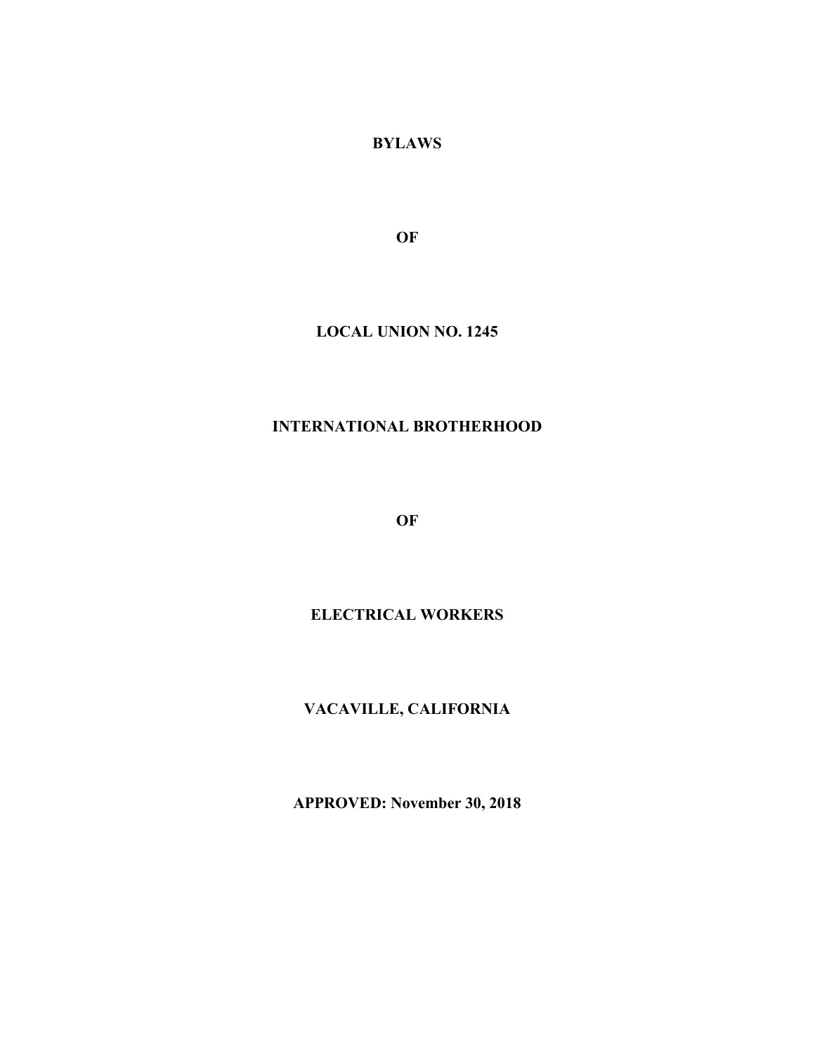# BYLAWS

# OF

# LOCAL UNION NO. 1245

# INTERNATIONAL BROTHERHOOD

# OF

# ELECTRICAL WORKERS

# VACAVILLE, CALIFORNIA

**APPROVED: November 30, 2018**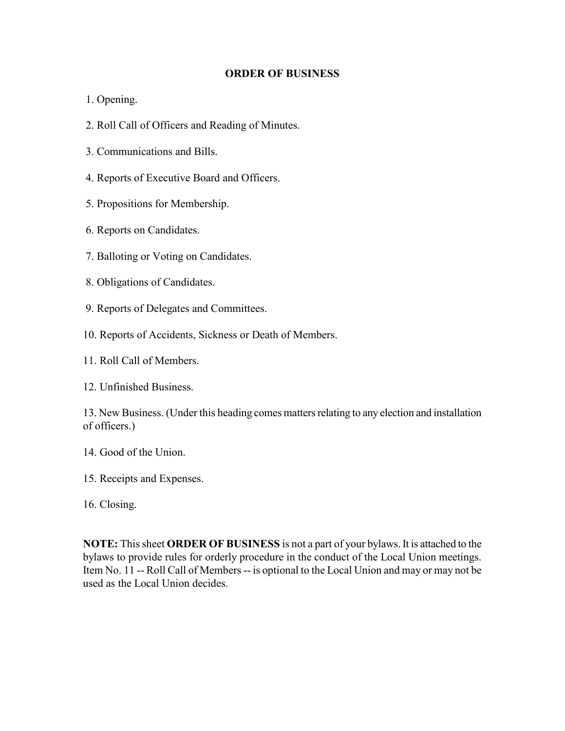## ORDER OF BUSINESS

1. Opening.
2. Roll Call of Officers and Reading of Minutes.
3. Communications and Bills.
4. Reports of Executive Board and Officers.
5. Propositions for Membership.
6. Reports on Candidates.
7. Balloting or Voting on Candidates.
8. Obligations of Candidates.
9. Reports of Delegates and Committees.
10. Reports of Accidents, Sickness or Death of Members.
11. Roll Call of Members.
12. Unfinished Business.
13. New Business. (Under this heading comes matters relating to any election and installation of officers.)
14. Good of the Union.
15. Receipts and Expenses.
16. Closing.

**NOTE:** This sheet **ORDER OF BUSINESS** is not a part of your bylaws. It is attached to the bylaws to provide rules for orderly procedure in the conduct of the Local Union meetings. Item No. 11 -- Roll Call of Members -- is optional to the Local Union and may or may not be used as the Local Union decides.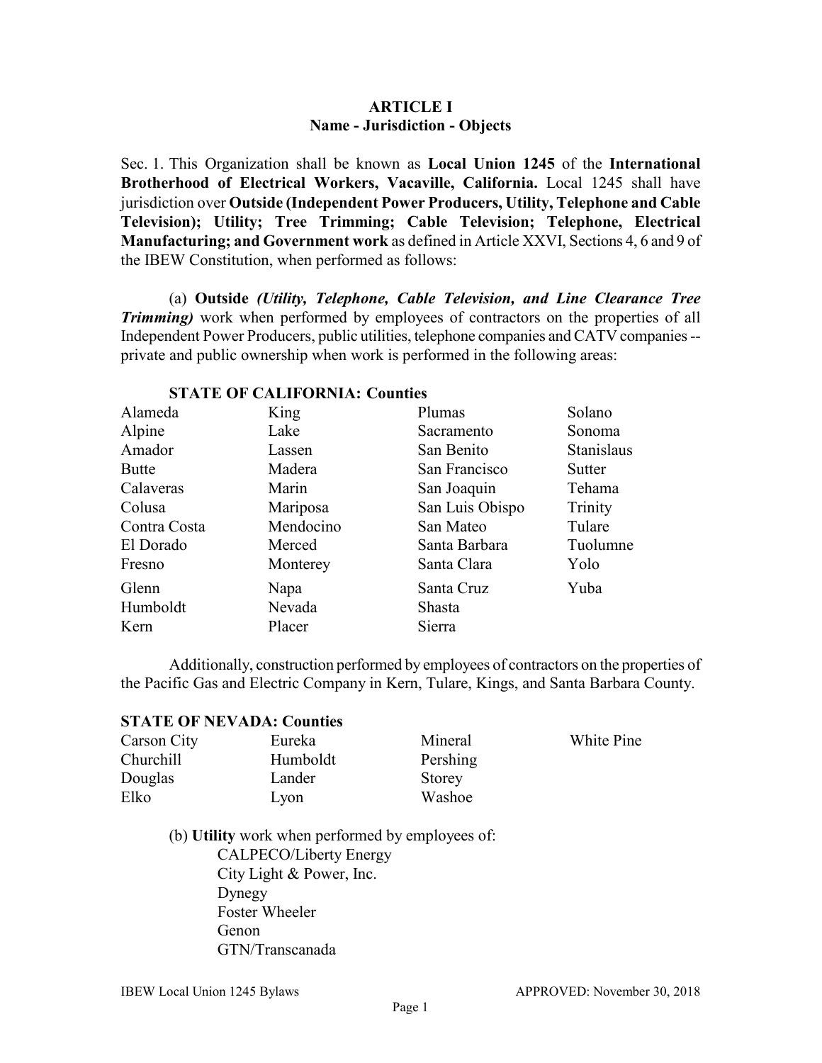## ARTICLE I
### Name - Jurisdiction - Objects

Sec. 1. This Organization shall be known as **Local Union 1245** of the **International Brotherhood of Electrical Workers, Vacaville, California.** Local 1245 shall have jurisdiction over **Outside (Independent Power Producers, Utility, Telephone and Cable Television); Utility; Tree Trimming; Cable Television; Telephone, Electrical Manufacturing; and Government work** as defined in Article XXVI, Sections 4, 6 and 9 of the IBEW Constitution, when performed as follows:

(a) **Outside** ***(Utility, Telephone, Cable Television, and Line Clearance Tree Trimming)*** work when performed by employees of contractors on the properties of all Independent Power Producers, public utilities, telephone companies and CATV companies -- private and public ownership when work is performed in the following areas:

**STATE OF CALIFORNIA: Counties**

| | | | |
|---|---|---|---|
| Alameda | King | Plumas | Solano |
| Alpine | Lake | Sacramento | Sonoma |
| Amador | Lassen | San Benito | Stanislaus |
| Butte | Madera | San Francisco | Sutter |
| Calaveras | Marin | San Joaquin | Tehama |
| Colusa | Mariposa | San Luis Obispo | Trinity |
| Contra Costa | Mendocino | San Mateo | Tulare |
| El Dorado | Merced | Santa Barbara | Tuolumne |
| Fresno | Monterey | Santa Clara | Yolo |
| Glenn | Napa | Santa Cruz | Yuba |
| Humboldt | Nevada | Shasta | |
| Kern | Placer | Sierra | |

Additionally, construction performed by employees of contractors on the properties of the Pacific Gas and Electric Company in Kern, Tulare, Kings, and Santa Barbara County.

**STATE OF NEVADA: Counties**

| | | | |
|---|---|---|---|
| Carson City | Eureka | Mineral | White Pine |
| Churchill | Humboldt | Pershing | |
| Douglas | Lander | Storey | |
| Elko | Lyon | Washoe | |

(b) **Utility** work when performed by employees of:

- CALPECO/Liberty Energy
- City Light & Power, Inc.
- Dynegy
- Foster Wheeler
- Genon
- GTN/Transcanada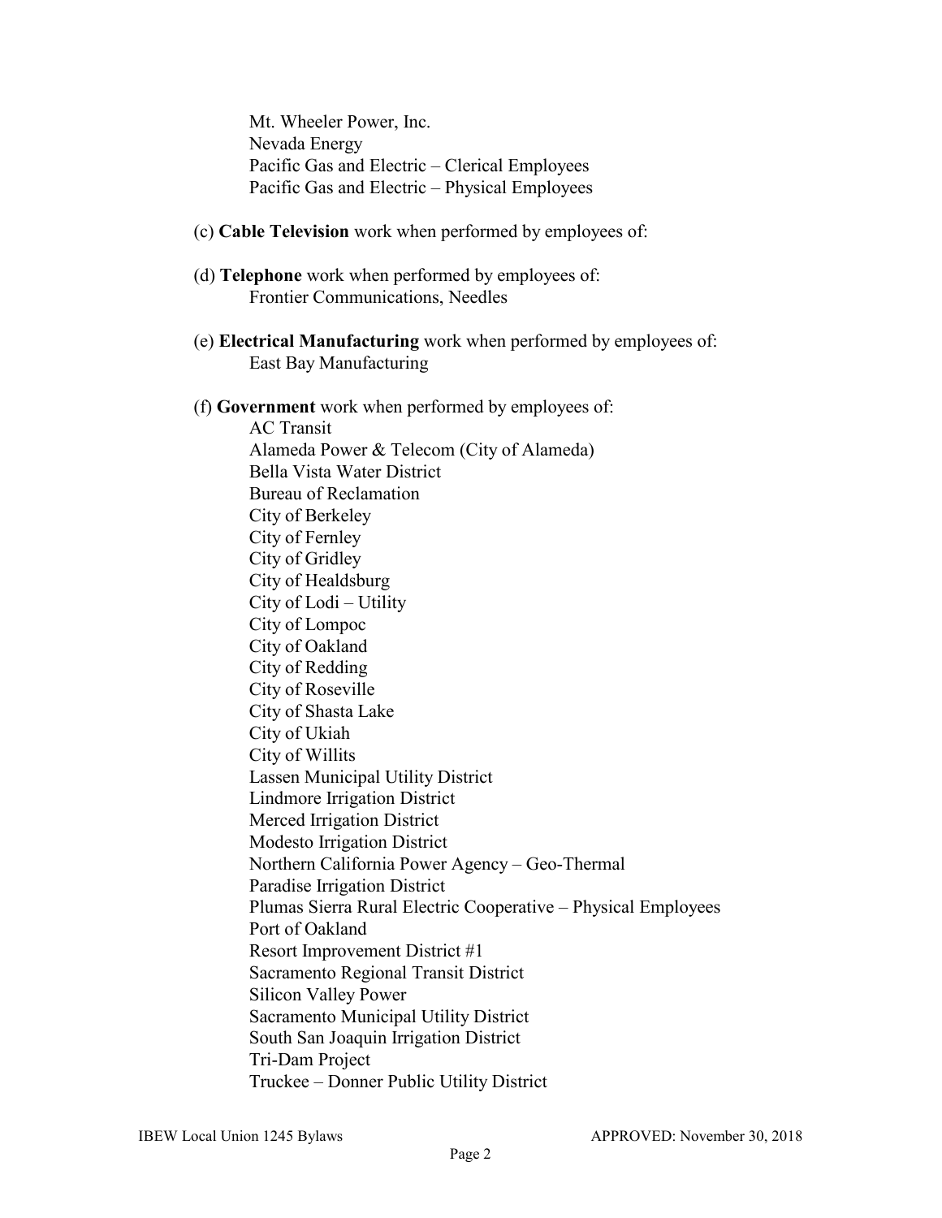Mt. Wheeler Power, Inc.
Nevada Energy
Pacific Gas and Electric – Clerical Employees
Pacific Gas and Electric – Physical Employees

(c) **Cable Television** work when performed by employees of:

(d) **Telephone** work when performed by employees of:
Frontier Communications, Needles

(e) **Electrical Manufacturing** work when performed by employees of:
East Bay Manufacturing

(f) **Government** work when performed by employees of:
AC Transit
Alameda Power & Telecom (City of Alameda)
Bella Vista Water District
Bureau of Reclamation
City of Berkeley
City of Fernley
City of Gridley
City of Healdsburg
City of Lodi – Utility
City of Lompoc
City of Oakland
City of Redding
City of Roseville
City of Shasta Lake
City of Ukiah
City of Willits
Lassen Municipal Utility District
Lindmore Irrigation District
Merced Irrigation District
Modesto Irrigation District
Northern California Power Agency – Geo-Thermal
Paradise Irrigation District
Plumas Sierra Rural Electric Cooperative – Physical Employees
Port of Oakland
Resort Improvement District #1
Sacramento Regional Transit District
Silicon Valley Power
Sacramento Municipal Utility District
South San Joaquin Irrigation District
Tri-Dam Project
Truckee – Donner Public Utility District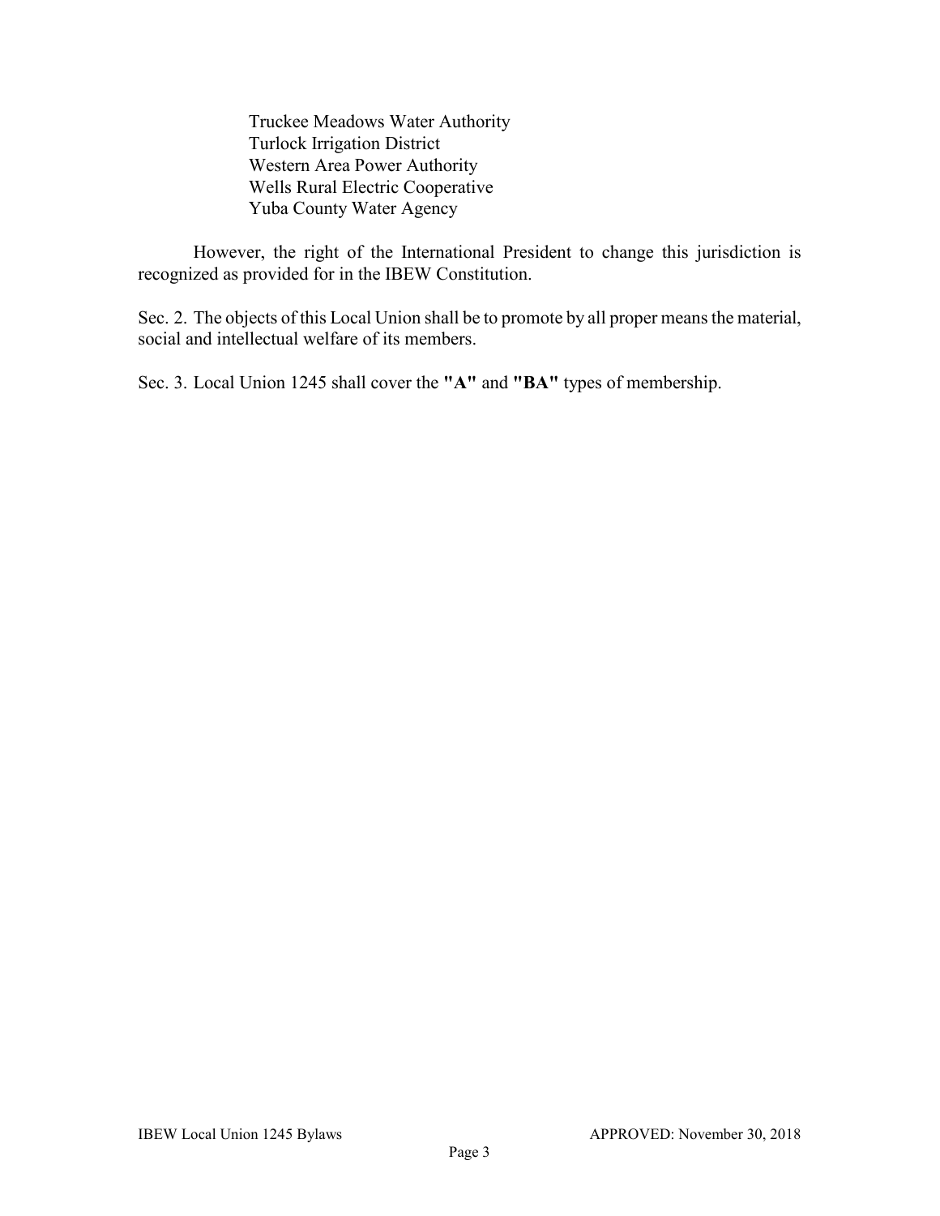Truckee Meadows Water Authority
Turlock Irrigation District
Western Area Power Authority
Wells Rural Electric Cooperative
Yuba County Water Agency

However, the right of the International President to change this jurisdiction is recognized as provided for in the IBEW Constitution.

Sec. 2. The objects of this Local Union shall be to promote by all proper means the material, social and intellectual welfare of its members.

Sec. 3. Local Union 1245 shall cover the **"A"** and **"BA"** types of membership.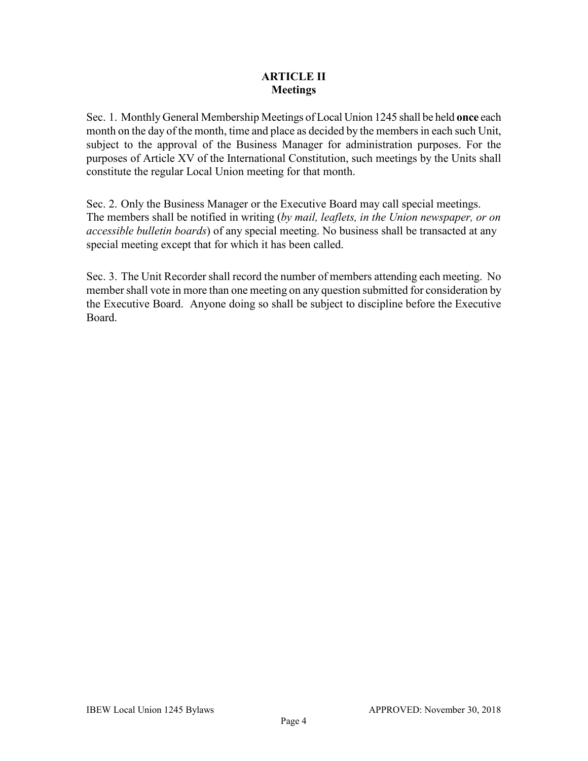## ARTICLE II
## Meetings

Sec. 1. Monthly General Membership Meetings of Local Union 1245 shall be held **once** each month on the day of the month, time and place as decided by the members in each such Unit, subject to the approval of the Business Manager for administration purposes. For the purposes of Article XV of the International Constitution, such meetings by the Units shall constitute the regular Local Union meeting for that month.

Sec. 2. Only the Business Manager or the Executive Board may call special meetings. The members shall be notified in writing (*by mail, leaflets, in the Union newspaper, or on accessible bulletin boards*) of any special meeting. No business shall be transacted at any special meeting except that for which it has been called.

Sec. 3. The Unit Recorder shall record the number of members attending each meeting. No member shall vote in more than one meeting on any question submitted for consideration by the Executive Board. Anyone doing so shall be subject to discipline before the Executive Board.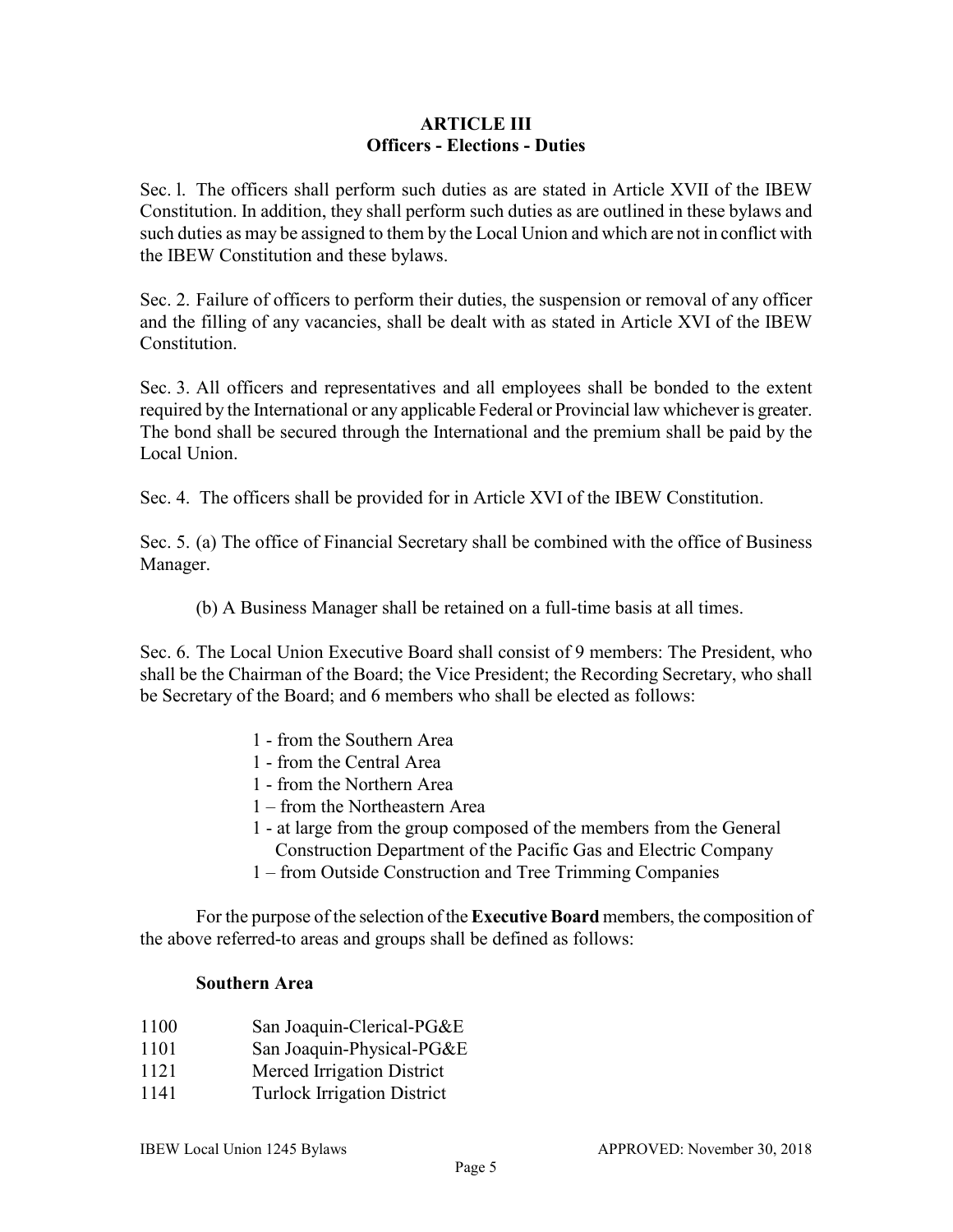## ARTICLE III
## Officers - Elections - Duties

Sec. 1. The officers shall perform such duties as are stated in Article XVII of the IBEW Constitution. In addition, they shall perform such duties as are outlined in these bylaws and such duties as may be assigned to them by the Local Union and which are not in conflict with the IBEW Constitution and these bylaws.

Sec. 2. Failure of officers to perform their duties, the suspension or removal of any officer and the filling of any vacancies, shall be dealt with as stated in Article XVI of the IBEW Constitution.

Sec. 3. All officers and representatives and all employees shall be bonded to the extent required by the International or any applicable Federal or Provincial law whichever is greater. The bond shall be secured through the International and the premium shall be paid by the Local Union.

Sec. 4. The officers shall be provided for in Article XVI of the IBEW Constitution.

Sec. 5. (a) The office of Financial Secretary shall be combined with the office of Business Manager.

(b) A Business Manager shall be retained on a full-time basis at all times.

Sec. 6. The Local Union Executive Board shall consist of 9 members: The President, who shall be the Chairman of the Board; the Vice President; the Recording Secretary, who shall be Secretary of the Board; and 6 members who shall be elected as follows:

1 - from the Southern Area
1 - from the Central Area
1 - from the Northern Area
1 – from the Northeastern Area
1 - at large from the group composed of the members from the General Construction Department of the Pacific Gas and Electric Company
1 – from Outside Construction and Tree Trimming Companies

For the purpose of the selection of the **Executive Board** members, the composition of the above referred-to areas and groups shall be defined as follows:

**Southern Area**

1100 San Joaquin-Clerical-PG&E
1101 San Joaquin-Physical-PG&E
1121 Merced Irrigation District
1141 Turlock Irrigation District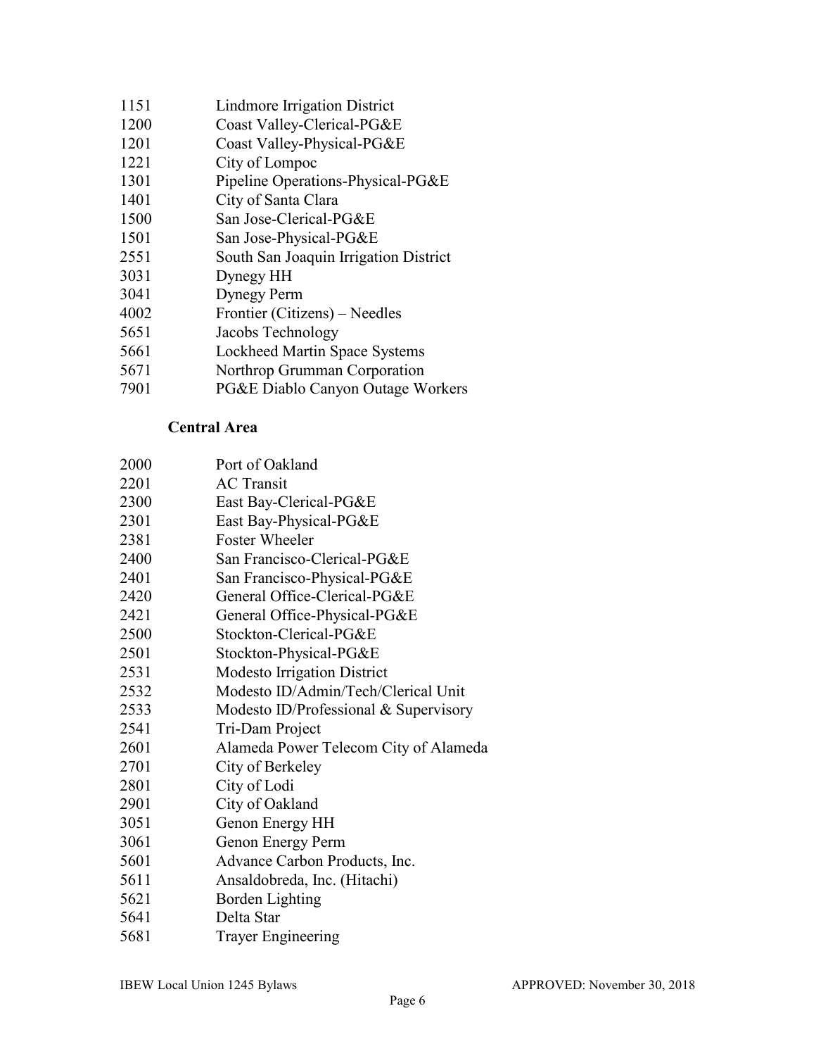1151 Lindmore Irrigation District
1200 Coast Valley-Clerical-PG&E
1201 Coast Valley-Physical-PG&E
1221 City of Lompoc
1301 Pipeline Operations-Physical-PG&E
1401 City of Santa Clara
1500 San Jose-Clerical-PG&E
1501 San Jose-Physical-PG&E
2551 South San Joaquin Irrigation District
3031 Dynegy HH
3041 Dynegy Perm
4002 Frontier (Citizens) – Needles
5651 Jacobs Technology
5661 Lockheed Martin Space Systems
5671 Northrop Grumman Corporation
7901 PG&E Diablo Canyon Outage Workers

**Central Area**

2000 Port of Oakland
2201 AC Transit
2300 East Bay-Clerical-PG&E
2301 East Bay-Physical-PG&E
2381 Foster Wheeler
2400 San Francisco-Clerical-PG&E
2401 San Francisco-Physical-PG&E
2420 General Office-Clerical-PG&E
2421 General Office-Physical-PG&E
2500 Stockton-Clerical-PG&E
2501 Stockton-Physical-PG&E
2531 Modesto Irrigation District
2532 Modesto ID/Admin/Tech/Clerical Unit
2533 Modesto ID/Professional & Supervisory
2541 Tri-Dam Project
2601 Alameda Power Telecom City of Alameda
2701 City of Berkeley
2801 City of Lodi
2901 City of Oakland
3051 Genon Energy HH
3061 Genon Energy Perm
5601 Advance Carbon Products, Inc.
5611 Ansaldobreda, Inc. (Hitachi)
5621 Borden Lighting
5641 Delta Star
5681 Trayer Engineering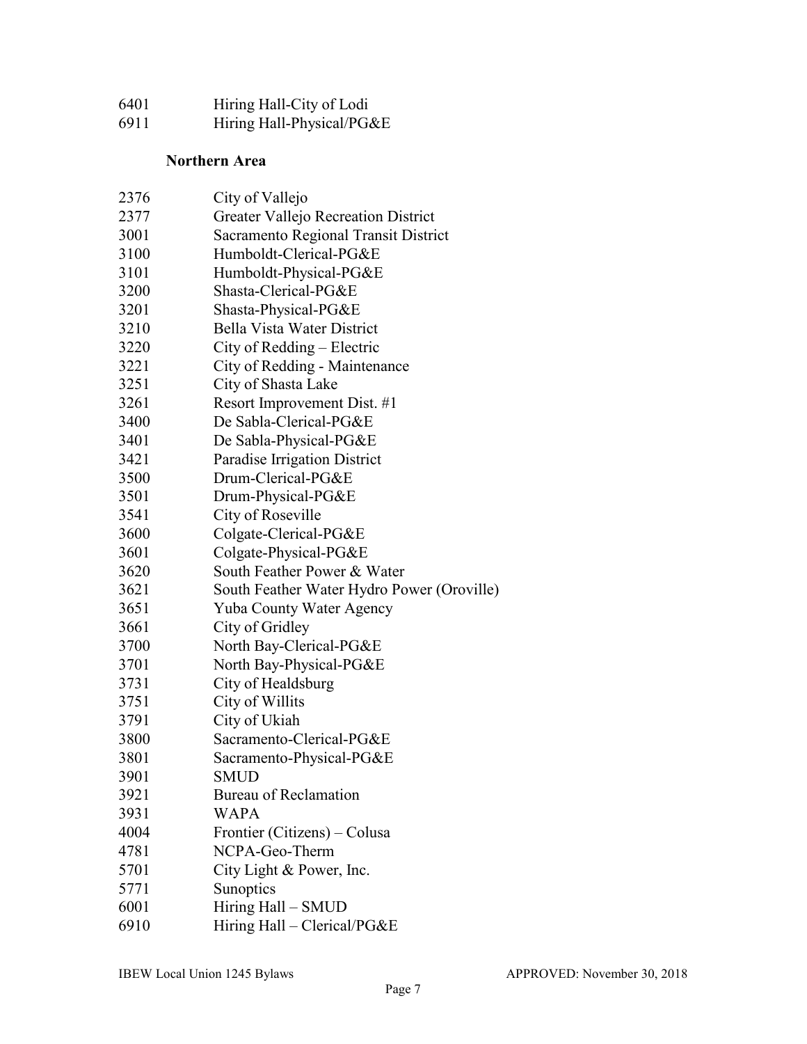6401 Hiring Hall-City of Lodi
6911 Hiring Hall-Physical/PG&E

### Northern Area

2376 City of Vallejo
2377 Greater Vallejo Recreation District
3001 Sacramento Regional Transit District
3100 Humboldt-Clerical-PG&E
3101 Humboldt-Physical-PG&E
3200 Shasta-Clerical-PG&E
3201 Shasta-Physical-PG&E
3210 Bella Vista Water District
3220 City of Redding – Electric
3221 City of Redding - Maintenance
3251 City of Shasta Lake
3261 Resort Improvement Dist. #1
3400 De Sabla-Clerical-PG&E
3401 De Sabla-Physical-PG&E
3421 Paradise Irrigation District
3500 Drum-Clerical-PG&E
3501 Drum-Physical-PG&E
3541 City of Roseville
3600 Colgate-Clerical-PG&E
3601 Colgate-Physical-PG&E
3620 South Feather Power & Water
3621 South Feather Water Hydro Power (Oroville)
3651 Yuba County Water Agency
3661 City of Gridley
3700 North Bay-Clerical-PG&E
3701 North Bay-Physical-PG&E
3731 City of Healdsburg
3751 City of Willits
3791 City of Ukiah
3800 Sacramento-Clerical-PG&E
3801 Sacramento-Physical-PG&E
3901 SMUD
3921 Bureau of Reclamation
3931 WAPA
4004 Frontier (Citizens) – Colusa
4781 NCPA-Geo-Therm
5701 City Light & Power, Inc.
5771 Sunoptics
6001 Hiring Hall – SMUD
6910 Hiring Hall – Clerical/PG&E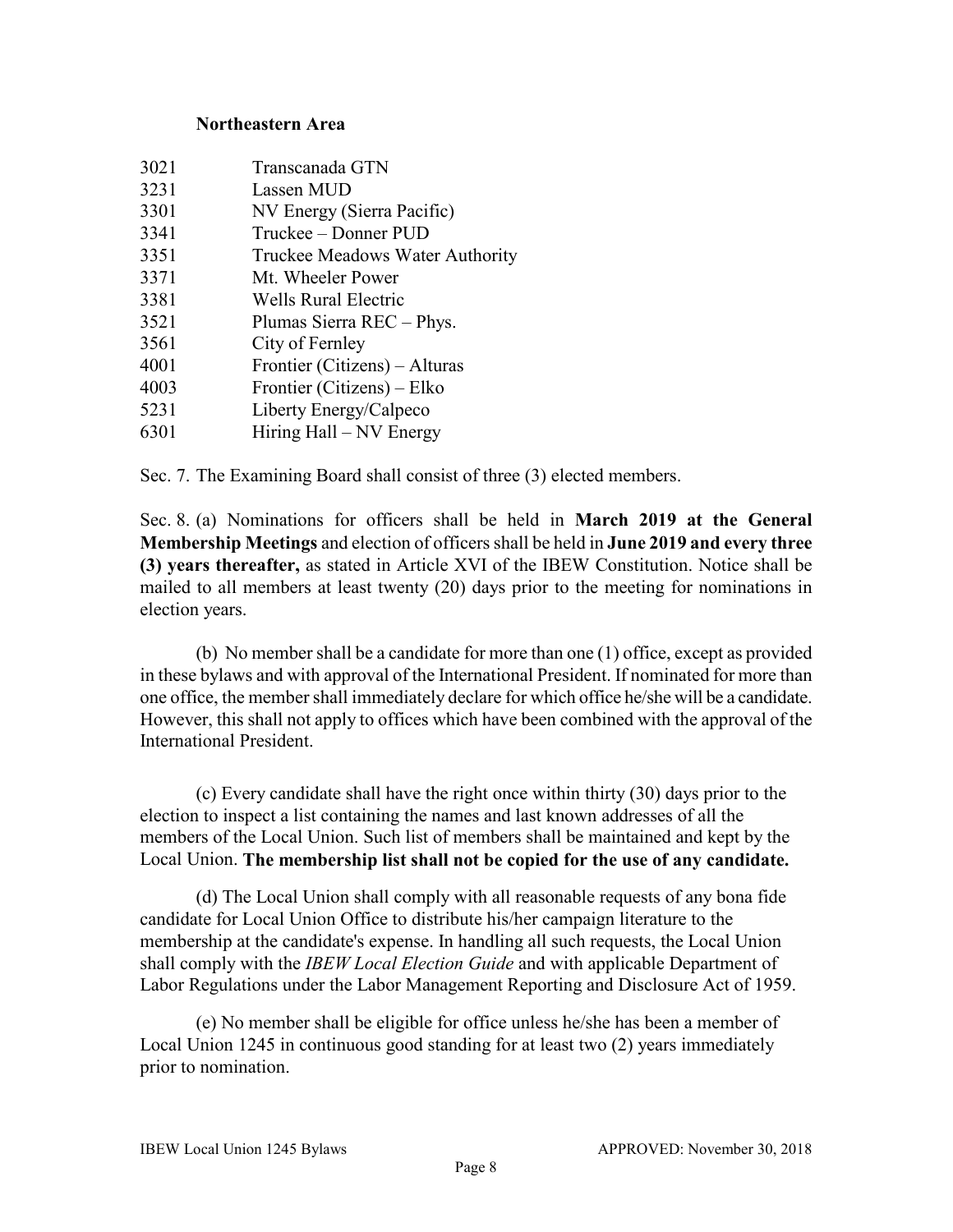**Northeastern Area**

| | |
|---|---|
| 3021 | Transcanada GTN |
| 3231 | Lassen MUD |
| 3301 | NV Energy (Sierra Pacific) |
| 3341 | Truckee – Donner PUD |
| 3351 | Truckee Meadows Water Authority |
| 3371 | Mt. Wheeler Power |
| 3381 | Wells Rural Electric |
| 3521 | Plumas Sierra REC – Phys. |
| 3561 | City of Fernley |
| 4001 | Frontier (Citizens) – Alturas |
| 4003 | Frontier (Citizens) – Elko |
| 5231 | Liberty Energy/Calpeco |
| 6301 | Hiring Hall – NV Energy |

Sec. 7. The Examining Board shall consist of three (3) elected members.

Sec. 8. (a) Nominations for officers shall be held in **March 2019 at the General Membership Meetings** and election of officers shall be held in **June 2019 and every three (3) years thereafter,** as stated in Article XVI of the IBEW Constitution. Notice shall be mailed to all members at least twenty (20) days prior to the meeting for nominations in election years.

(b) No member shall be a candidate for more than one (1) office, except as provided in these bylaws and with approval of the International President. If nominated for more than one office, the member shall immediately declare for which office he/she will be a candidate. However, this shall not apply to offices which have been combined with the approval of the International President.

(c) Every candidate shall have the right once within thirty (30) days prior to the election to inspect a list containing the names and last known addresses of all the members of the Local Union. Such list of members shall be maintained and kept by the Local Union. **The membership list shall not be copied for the use of any candidate.**

(d) The Local Union shall comply with all reasonable requests of any bona fide candidate for Local Union Office to distribute his/her campaign literature to the membership at the candidate's expense. In handling all such requests, the Local Union shall comply with the *IBEW Local Election Guide* and with applicable Department of Labor Regulations under the Labor Management Reporting and Disclosure Act of 1959.

(e) No member shall be eligible for office unless he/she has been a member of Local Union 1245 in continuous good standing for at least two (2) years immediately prior to nomination.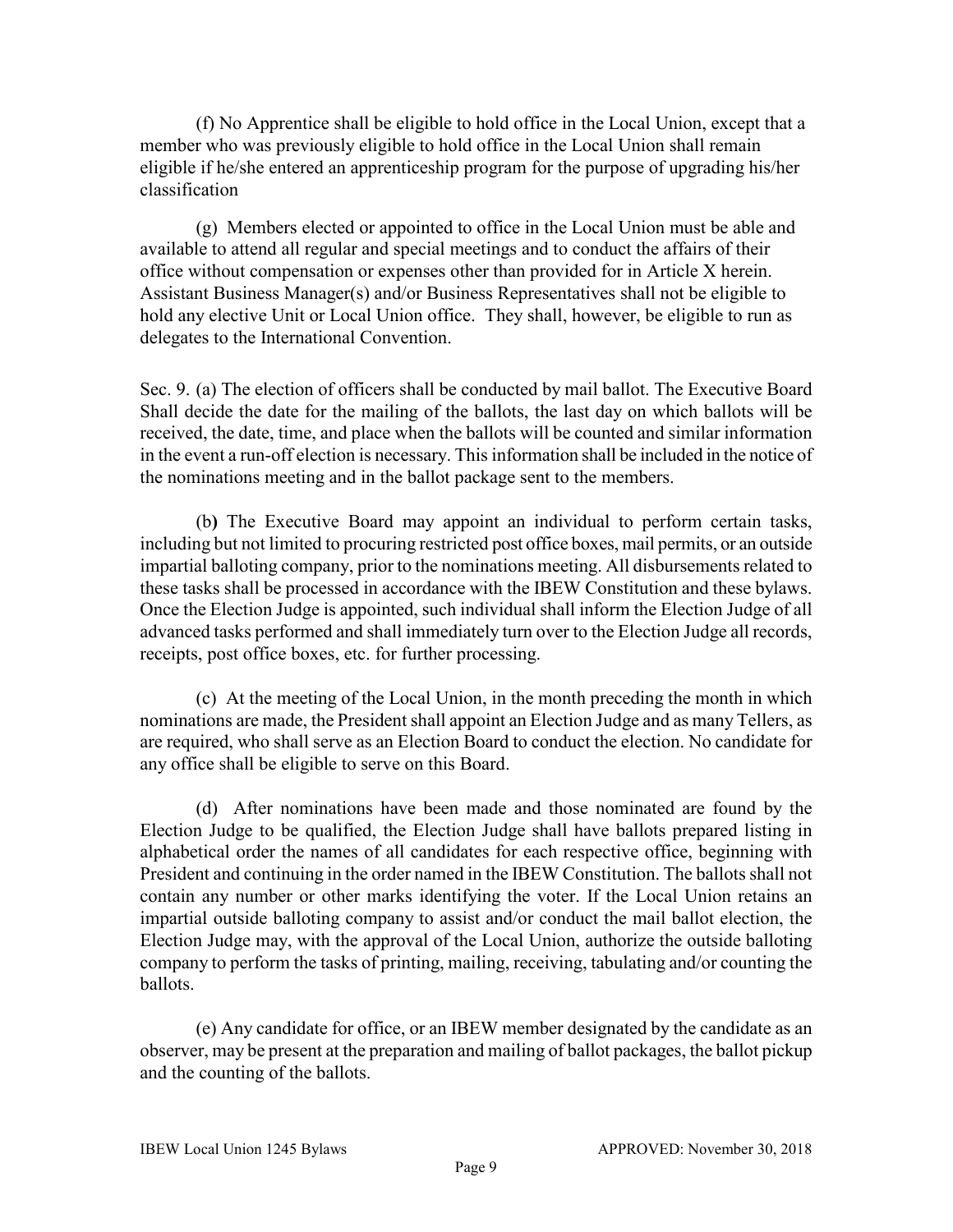(f) No Apprentice shall be eligible to hold office in the Local Union, except that a member who was previously eligible to hold office in the Local Union shall remain eligible if he/she entered an apprenticeship program for the purpose of upgrading his/her classification

(g) Members elected or appointed to office in the Local Union must be able and available to attend all regular and special meetings and to conduct the affairs of their office without compensation or expenses other than provided for in Article X herein. Assistant Business Manager(s) and/or Business Representatives shall not be eligible to hold any elective Unit or Local Union office. They shall, however, be eligible to run as delegates to the International Convention.

Sec. 9. (a) The election of officers shall be conducted by mail ballot. The Executive Board Shall decide the date for the mailing of the ballots, the last day on which ballots will be received, the date, time, and place when the ballots will be counted and similar information in the event a run-off election is necessary. This information shall be included in the notice of the nominations meeting and in the ballot package sent to the members.

(b) The Executive Board may appoint an individual to perform certain tasks, including but not limited to procuring restricted post office boxes, mail permits, or an outside impartial balloting company, prior to the nominations meeting. All disbursements related to these tasks shall be processed in accordance with the IBEW Constitution and these bylaws. Once the Election Judge is appointed, such individual shall inform the Election Judge of all advanced tasks performed and shall immediately turn over to the Election Judge all records, receipts, post office boxes, etc. for further processing.

(c) At the meeting of the Local Union, in the month preceding the month in which nominations are made, the President shall appoint an Election Judge and as many Tellers, as are required, who shall serve as an Election Board to conduct the election. No candidate for any office shall be eligible to serve on this Board.

(d) After nominations have been made and those nominated are found by the Election Judge to be qualified, the Election Judge shall have ballots prepared listing in alphabetical order the names of all candidates for each respective office, beginning with President and continuing in the order named in the IBEW Constitution. The ballots shall not contain any number or other marks identifying the voter. If the Local Union retains an impartial outside balloting company to assist and/or conduct the mail ballot election, the Election Judge may, with the approval of the Local Union, authorize the outside balloting company to perform the tasks of printing, mailing, receiving, tabulating and/or counting the ballots.

(e) Any candidate for office, or an IBEW member designated by the candidate as an observer, may be present at the preparation and mailing of ballot packages, the ballot pickup and the counting of the ballots.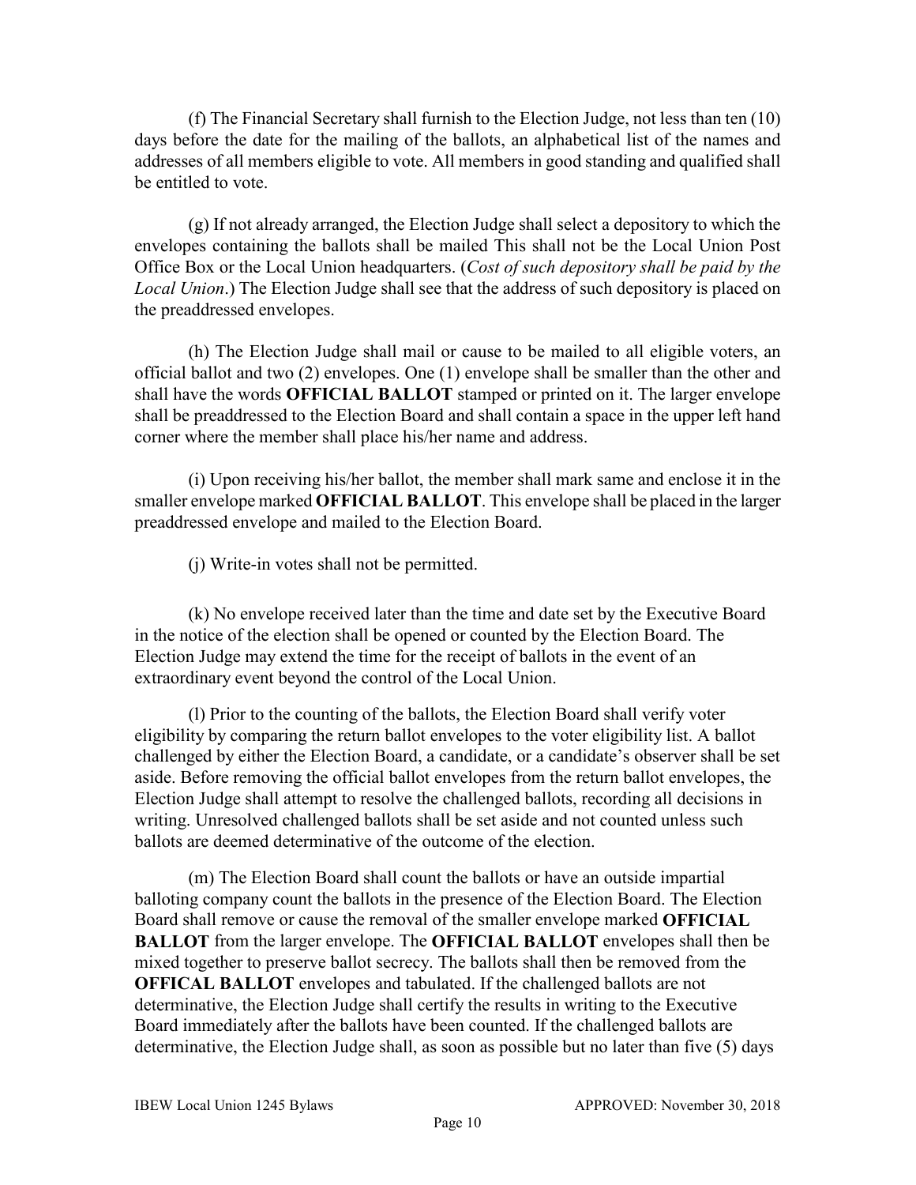(f) The Financial Secretary shall furnish to the Election Judge, not less than ten (10) days before the date for the mailing of the ballots, an alphabetical list of the names and addresses of all members eligible to vote. All members in good standing and qualified shall be entitled to vote.

(g) If not already arranged, the Election Judge shall select a depository to which the envelopes containing the ballots shall be mailed This shall not be the Local Union Post Office Box or the Local Union headquarters. (*Cost of such depository shall be paid by the Local Union*.) The Election Judge shall see that the address of such depository is placed on the preaddressed envelopes.

(h) The Election Judge shall mail or cause to be mailed to all eligible voters, an official ballot and two (2) envelopes. One (1) envelope shall be smaller than the other and shall have the words **OFFICIAL BALLOT** stamped or printed on it. The larger envelope shall be preaddressed to the Election Board and shall contain a space in the upper left hand corner where the member shall place his/her name and address.

(i) Upon receiving his/her ballot, the member shall mark same and enclose it in the smaller envelope marked **OFFICIAL BALLOT**. This envelope shall be placed in the larger preaddressed envelope and mailed to the Election Board.

(j) Write-in votes shall not be permitted.

(k) No envelope received later than the time and date set by the Executive Board in the notice of the election shall be opened or counted by the Election Board. The Election Judge may extend the time for the receipt of ballots in the event of an extraordinary event beyond the control of the Local Union.

(l) Prior to the counting of the ballots, the Election Board shall verify voter eligibility by comparing the return ballot envelopes to the voter eligibility list. A ballot challenged by either the Election Board, a candidate, or a candidate's observer shall be set aside. Before removing the official ballot envelopes from the return ballot envelopes, the Election Judge shall attempt to resolve the challenged ballots, recording all decisions in writing. Unresolved challenged ballots shall be set aside and not counted unless such ballots are deemed determinative of the outcome of the election.

(m) The Election Board shall count the ballots or have an outside impartial balloting company count the ballots in the presence of the Election Board. The Election Board shall remove or cause the removal of the smaller envelope marked **OFFICIAL BALLOT** from the larger envelope. The **OFFICIAL BALLOT** envelopes shall then be mixed together to preserve ballot secrecy. The ballots shall then be removed from the **OFFICAL BALLOT** envelopes and tabulated. If the challenged ballots are not determinative, the Election Judge shall certify the results in writing to the Executive Board immediately after the ballots have been counted. If the challenged ballots are determinative, the Election Judge shall, as soon as possible but no later than five (5) days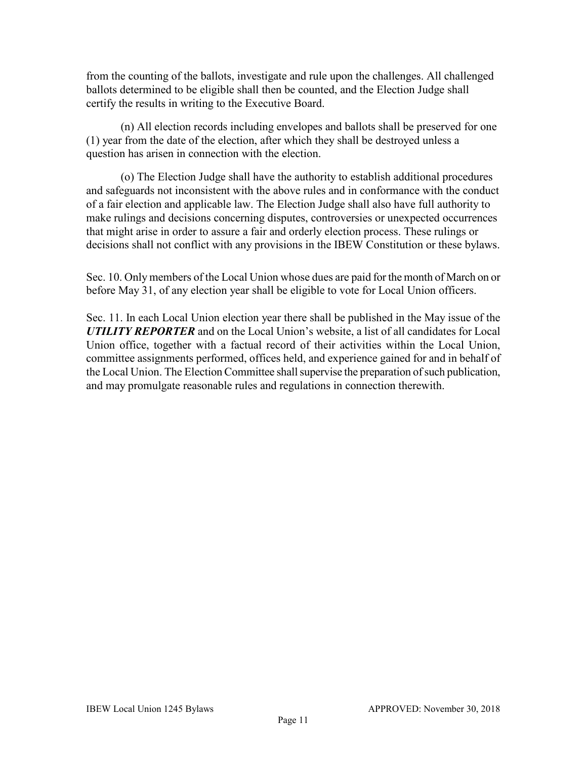from the counting of the ballots, investigate and rule upon the challenges. All challenged ballots determined to be eligible shall then be counted, and the Election Judge shall certify the results in writing to the Executive Board.

(n) All election records including envelopes and ballots shall be preserved for one (1) year from the date of the election, after which they shall be destroyed unless a question has arisen in connection with the election.

(o) The Election Judge shall have the authority to establish additional procedures and safeguards not inconsistent with the above rules and in conformance with the conduct of a fair election and applicable law. The Election Judge shall also have full authority to make rulings and decisions concerning disputes, controversies or unexpected occurrences that might arise in order to assure a fair and orderly election process. These rulings or decisions shall not conflict with any provisions in the IBEW Constitution or these bylaws.

Sec. 10. Only members of the Local Union whose dues are paid for the month of March on or before May 31, of any election year shall be eligible to vote for Local Union officers.

Sec. 11. In each Local Union election year there shall be published in the May issue of the ***UTILITY REPORTER*** and on the Local Union's website, a list of all candidates for Local Union office, together with a factual record of their activities within the Local Union, committee assignments performed, offices held, and experience gained for and in behalf of the Local Union. The Election Committee shall supervise the preparation of such publication, and may promulgate reasonable rules and regulations in connection therewith.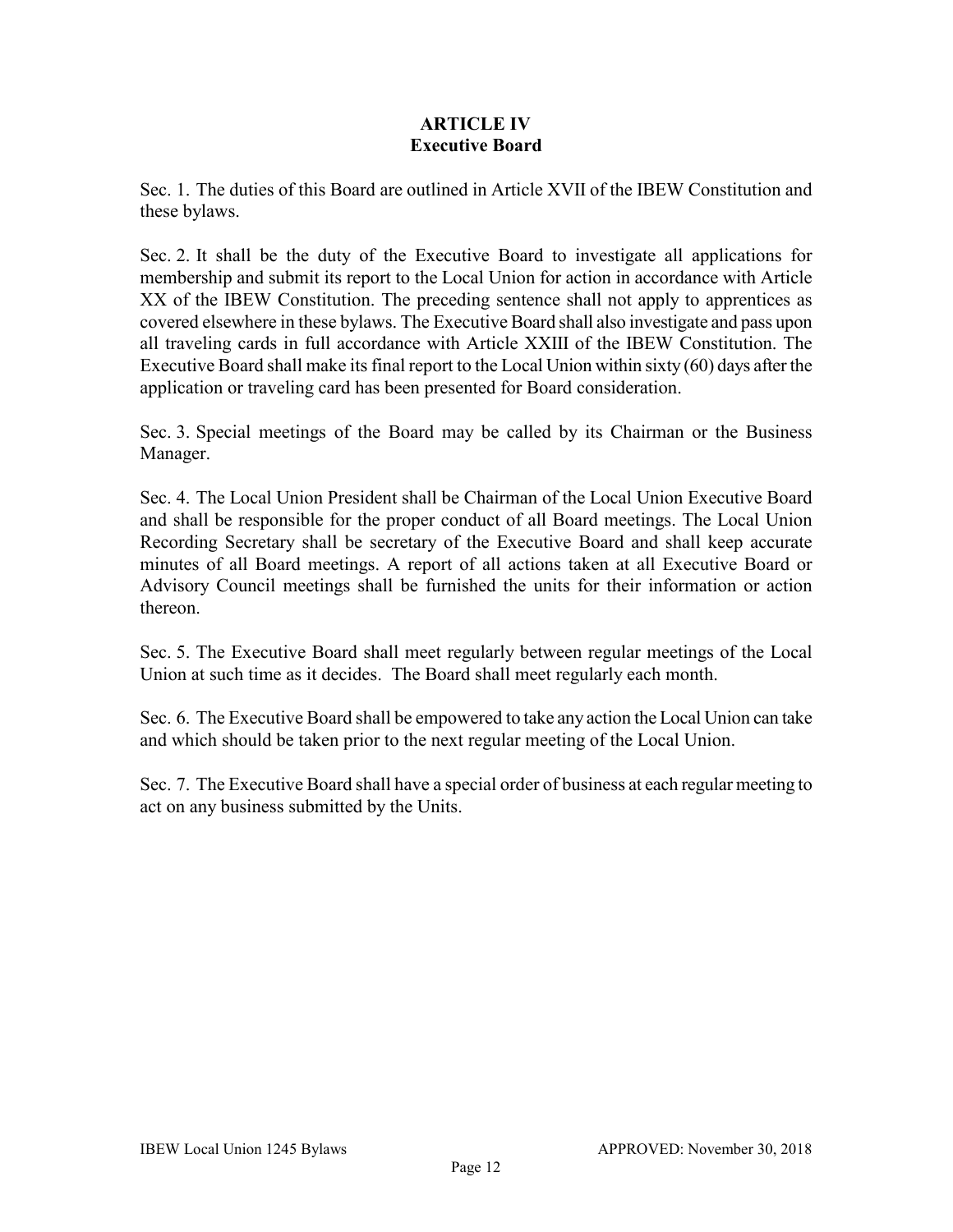## ARTICLE IV
## Executive Board

Sec. 1. The duties of this Board are outlined in Article XVII of the IBEW Constitution and these bylaws.

Sec. 2. It shall be the duty of the Executive Board to investigate all applications for membership and submit its report to the Local Union for action in accordance with Article XX of the IBEW Constitution. The preceding sentence shall not apply to apprentices as covered elsewhere in these bylaws. The Executive Board shall also investigate and pass upon all traveling cards in full accordance with Article XXIII of the IBEW Constitution. The Executive Board shall make its final report to the Local Union within sixty (60) days after the application or traveling card has been presented for Board consideration.

Sec. 3. Special meetings of the Board may be called by its Chairman or the Business Manager.

Sec. 4. The Local Union President shall be Chairman of the Local Union Executive Board and shall be responsible for the proper conduct of all Board meetings. The Local Union Recording Secretary shall be secretary of the Executive Board and shall keep accurate minutes of all Board meetings. A report of all actions taken at all Executive Board or Advisory Council meetings shall be furnished the units for their information or action thereon.

Sec. 5. The Executive Board shall meet regularly between regular meetings of the Local Union at such time as it decides. The Board shall meet regularly each month.

Sec. 6. The Executive Board shall be empowered to take any action the Local Union can take and which should be taken prior to the next regular meeting of the Local Union.

Sec. 7. The Executive Board shall have a special order of business at each regular meeting to act on any business submitted by the Units.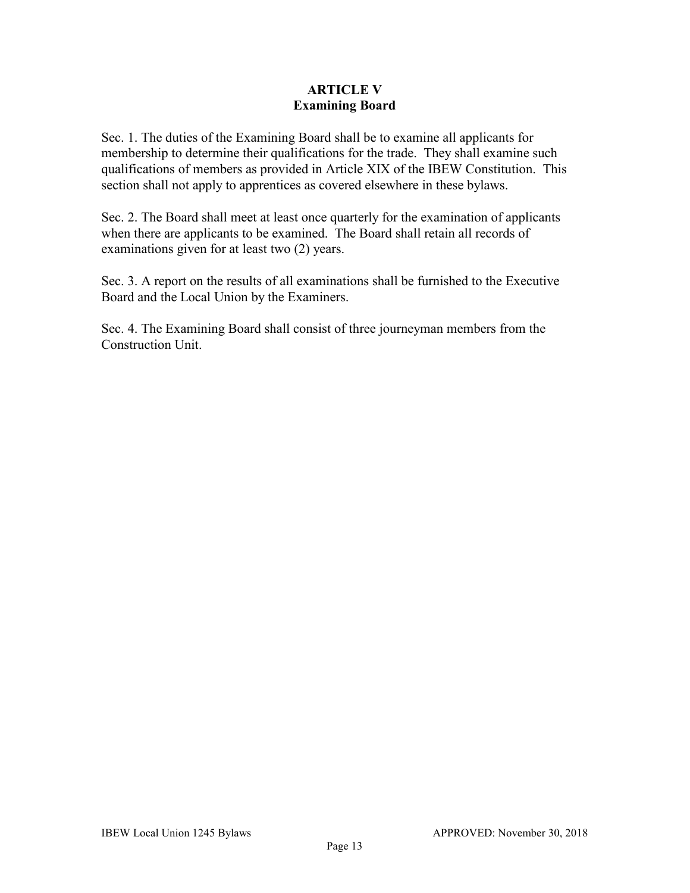## ARTICLE V
## Examining Board

Sec. 1. The duties of the Examining Board shall be to examine all applicants for membership to determine their qualifications for the trade. They shall examine such qualifications of members as provided in Article XIX of the IBEW Constitution. This section shall not apply to apprentices as covered elsewhere in these bylaws.

Sec. 2. The Board shall meet at least once quarterly for the examination of applicants when there are applicants to be examined. The Board shall retain all records of examinations given for at least two (2) years.

Sec. 3. A report on the results of all examinations shall be furnished to the Executive Board and the Local Union by the Examiners.

Sec. 4. The Examining Board shall consist of three journeyman members from the Construction Unit.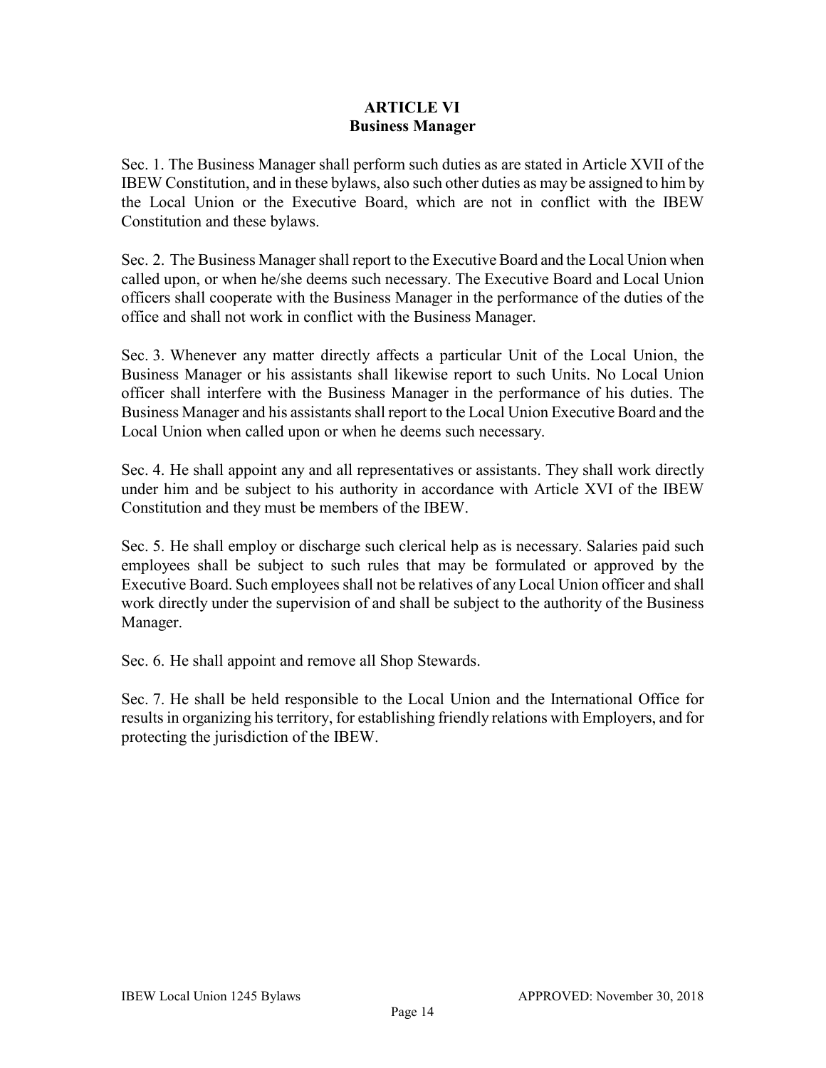# ARTICLE VI
## Business Manager

Sec. 1. The Business Manager shall perform such duties as are stated in Article XVII of the IBEW Constitution, and in these bylaws, also such other duties as may be assigned to him by the Local Union or the Executive Board, which are not in conflict with the IBEW Constitution and these bylaws.

Sec. 2. The Business Manager shall report to the Executive Board and the Local Union when called upon, or when he/she deems such necessary. The Executive Board and Local Union officers shall cooperate with the Business Manager in the performance of the duties of the office and shall not work in conflict with the Business Manager.

Sec. 3. Whenever any matter directly affects a particular Unit of the Local Union, the Business Manager or his assistants shall likewise report to such Units. No Local Union officer shall interfere with the Business Manager in the performance of his duties. The Business Manager and his assistants shall report to the Local Union Executive Board and the Local Union when called upon or when he deems such necessary.

Sec. 4. He shall appoint any and all representatives or assistants. They shall work directly under him and be subject to his authority in accordance with Article XVI of the IBEW Constitution and they must be members of the IBEW.

Sec. 5. He shall employ or discharge such clerical help as is necessary. Salaries paid such employees shall be subject to such rules that may be formulated or approved by the Executive Board. Such employees shall not be relatives of any Local Union officer and shall work directly under the supervision of and shall be subject to the authority of the Business Manager.

Sec. 6. He shall appoint and remove all Shop Stewards.

Sec. 7. He shall be held responsible to the Local Union and the International Office for results in organizing his territory, for establishing friendly relations with Employers, and for protecting the jurisdiction of the IBEW.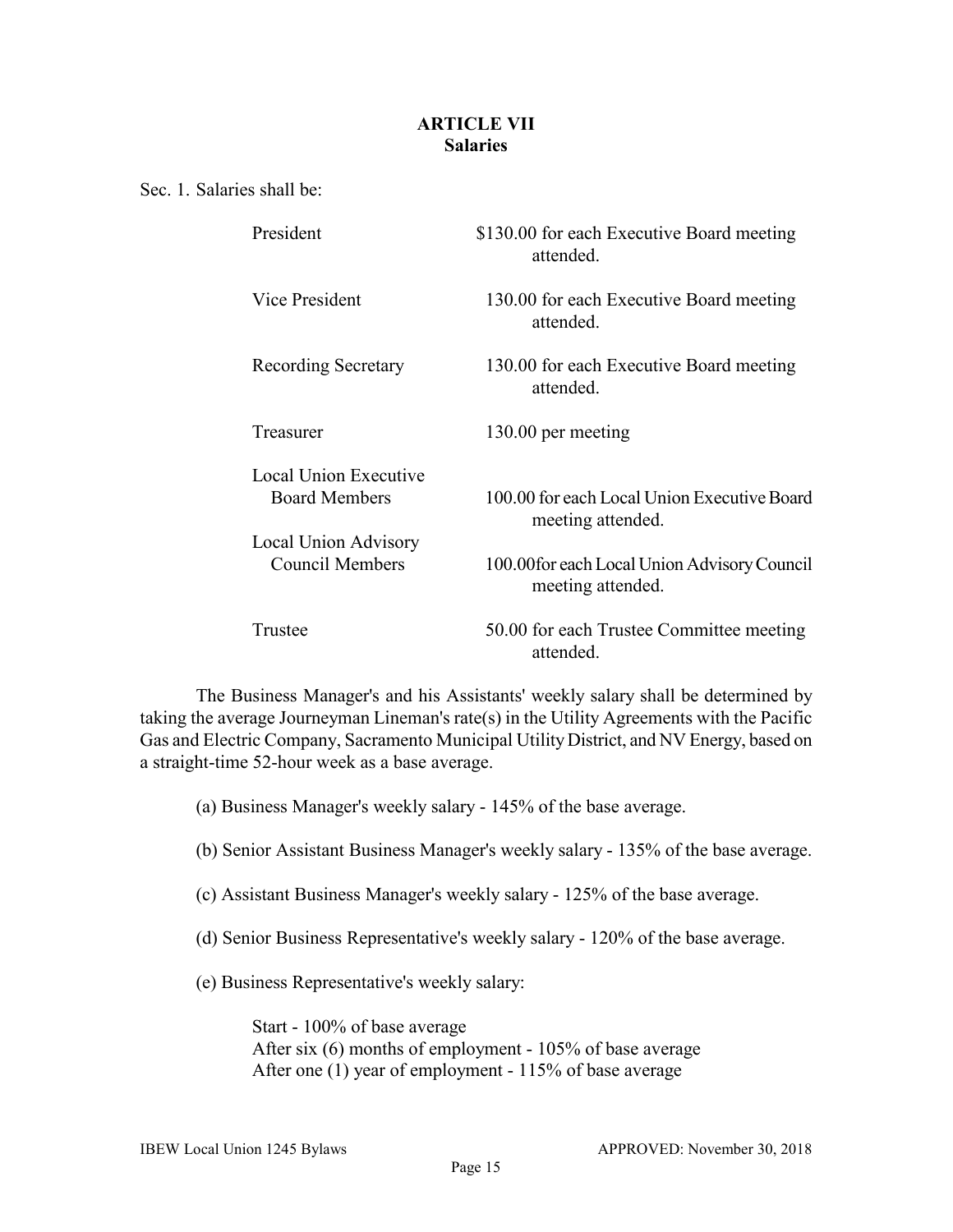## ARTICLE VII
### Salaries

Sec. 1. Salaries shall be:

| | |
|---|---|
| President | $130.00 for each Executive Board meeting attended. |
| Vice President | 130.00 for each Executive Board meeting attended. |
| Recording Secretary | 130.00 for each Executive Board meeting attended. |
| Treasurer | 130.00 per meeting |
| Local Union Executive Board Members | 100.00 for each Local Union Executive Board meeting attended. |
| Local Union Advisory Council Members | 100.00for each Local Union Advisory Council meeting attended. |
| Trustee | 50.00 for each Trustee Committee meeting attended. |

The Business Manager's and his Assistants' weekly salary shall be determined by taking the average Journeyman Lineman's rate(s) in the Utility Agreements with the Pacific Gas and Electric Company, Sacramento Municipal Utility District, and NV Energy, based on a straight-time 52-hour week as a base average.

(a) Business Manager's weekly salary - 145% of the base average.

(b) Senior Assistant Business Manager's weekly salary - 135% of the base average.

(c) Assistant Business Manager's weekly salary - 125% of the base average.

(d) Senior Business Representative's weekly salary - 120% of the base average.

(e) Business Representative's weekly salary:

Start - 100% of base average
After six (6) months of employment - 105% of base average
After one (1) year of employment - 115% of base average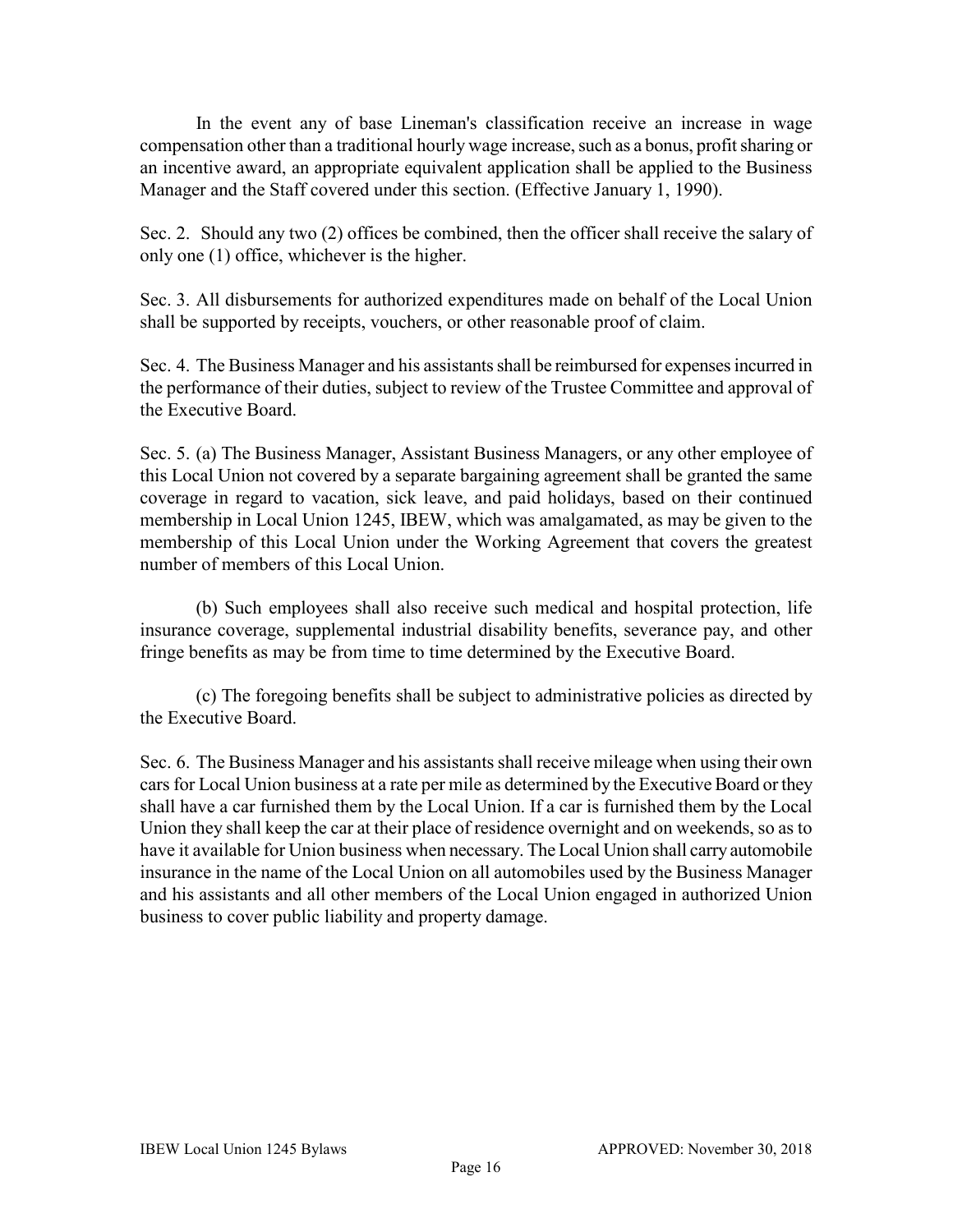In the event any of base Lineman's classification receive an increase in wage compensation other than a traditional hourly wage increase, such as a bonus, profit sharing or an incentive award, an appropriate equivalent application shall be applied to the Business Manager and the Staff covered under this section. (Effective January 1, 1990).

Sec. 2. Should any two (2) offices be combined, then the officer shall receive the salary of only one (1) office, whichever is the higher.

Sec. 3. All disbursements for authorized expenditures made on behalf of the Local Union shall be supported by receipts, vouchers, or other reasonable proof of claim.

Sec. 4. The Business Manager and his assistants shall be reimbursed for expenses incurred in the performance of their duties, subject to review of the Trustee Committee and approval of the Executive Board.

Sec. 5. (a) The Business Manager, Assistant Business Managers, or any other employee of this Local Union not covered by a separate bargaining agreement shall be granted the same coverage in regard to vacation, sick leave, and paid holidays, based on their continued membership in Local Union 1245, IBEW, which was amalgamated, as may be given to the membership of this Local Union under the Working Agreement that covers the greatest number of members of this Local Union.

(b) Such employees shall also receive such medical and hospital protection, life insurance coverage, supplemental industrial disability benefits, severance pay, and other fringe benefits as may be from time to time determined by the Executive Board.

(c) The foregoing benefits shall be subject to administrative policies as directed by the Executive Board.

Sec. 6. The Business Manager and his assistants shall receive mileage when using their own cars for Local Union business at a rate per mile as determined by the Executive Board or they shall have a car furnished them by the Local Union. If a car is furnished them by the Local Union they shall keep the car at their place of residence overnight and on weekends, so as to have it available for Union business when necessary. The Local Union shall carry automobile insurance in the name of the Local Union on all automobiles used by the Business Manager and his assistants and all other members of the Local Union engaged in authorized Union business to cover public liability and property damage.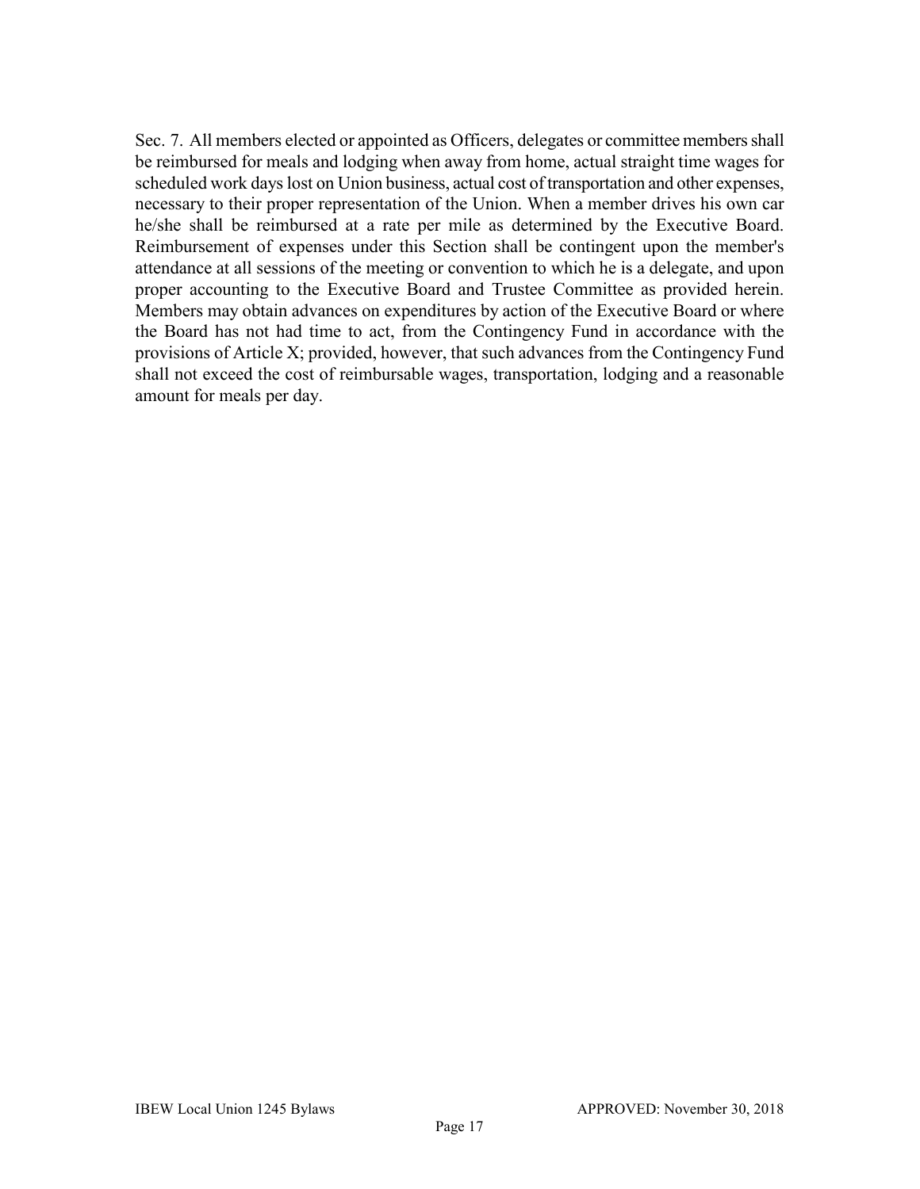Sec. 7. All members elected or appointed as Officers, delegates or committee members shall be reimbursed for meals and lodging when away from home, actual straight time wages for scheduled work days lost on Union business, actual cost of transportation and other expenses, necessary to their proper representation of the Union. When a member drives his own car he/she shall be reimbursed at a rate per mile as determined by the Executive Board. Reimbursement of expenses under this Section shall be contingent upon the member's attendance at all sessions of the meeting or convention to which he is a delegate, and upon proper accounting to the Executive Board and Trustee Committee as provided herein. Members may obtain advances on expenditures by action of the Executive Board or where the Board has not had time to act, from the Contingency Fund in accordance with the provisions of Article X; provided, however, that such advances from the Contingency Fund shall not exceed the cost of reimbursable wages, transportation, lodging and a reasonable amount for meals per day.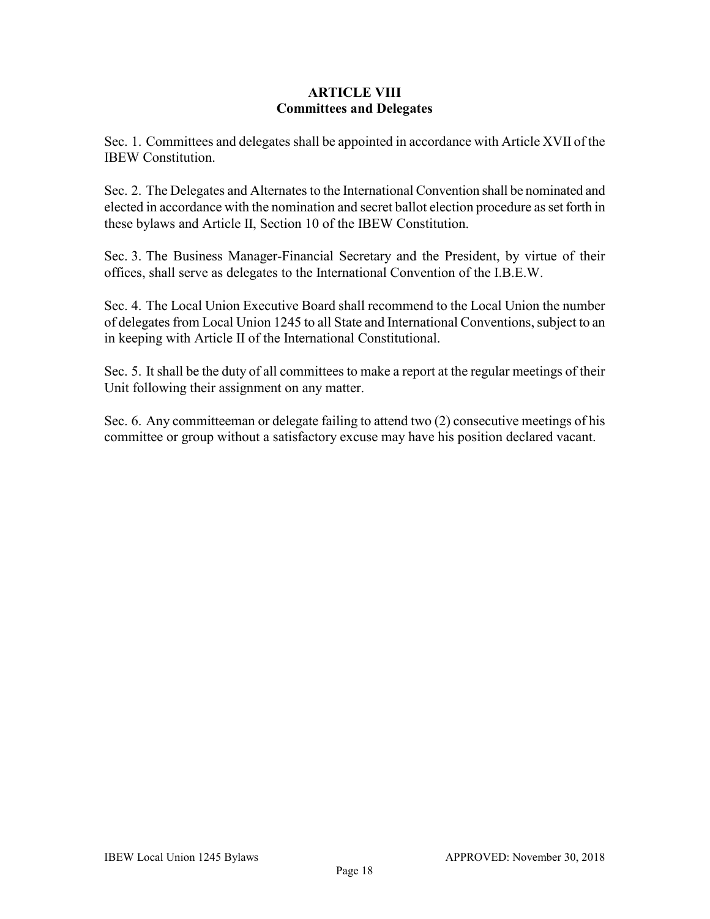## ARTICLE VIII
## Committees and Delegates

Sec. 1. Committees and delegates shall be appointed in accordance with Article XVII of the IBEW Constitution.

Sec. 2. The Delegates and Alternates to the International Convention shall be nominated and elected in accordance with the nomination and secret ballot election procedure as set forth in these bylaws and Article II, Section 10 of the IBEW Constitution.

Sec. 3. The Business Manager-Financial Secretary and the President, by virtue of their offices, shall serve as delegates to the International Convention of the I.B.E.W.

Sec. 4. The Local Union Executive Board shall recommend to the Local Union the number of delegates from Local Union 1245 to all State and International Conventions, subject to an in keeping with Article II of the International Constitutional.

Sec. 5. It shall be the duty of all committees to make a report at the regular meetings of their Unit following their assignment on any matter.

Sec. 6. Any committeeman or delegate failing to attend two (2) consecutive meetings of his committee or group without a satisfactory excuse may have his position declared vacant.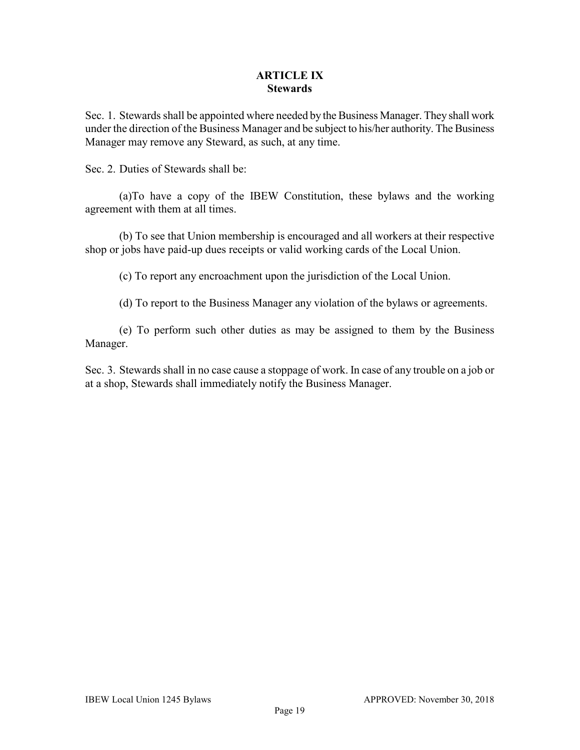## ARTICLE IX
## Stewards

Sec. 1. Stewards shall be appointed where needed by the Business Manager. They shall work under the direction of the Business Manager and be subject to his/her authority. The Business Manager may remove any Steward, as such, at any time.

Sec. 2. Duties of Stewards shall be:

(a)To have a copy of the IBEW Constitution, these bylaws and the working agreement with them at all times.

(b) To see that Union membership is encouraged and all workers at their respective shop or jobs have paid-up dues receipts or valid working cards of the Local Union.

(c) To report any encroachment upon the jurisdiction of the Local Union.

(d) To report to the Business Manager any violation of the bylaws or agreements.

(e) To perform such other duties as may be assigned to them by the Business Manager.

Sec. 3. Stewards shall in no case cause a stoppage of work. In case of any trouble on a job or at a shop, Stewards shall immediately notify the Business Manager.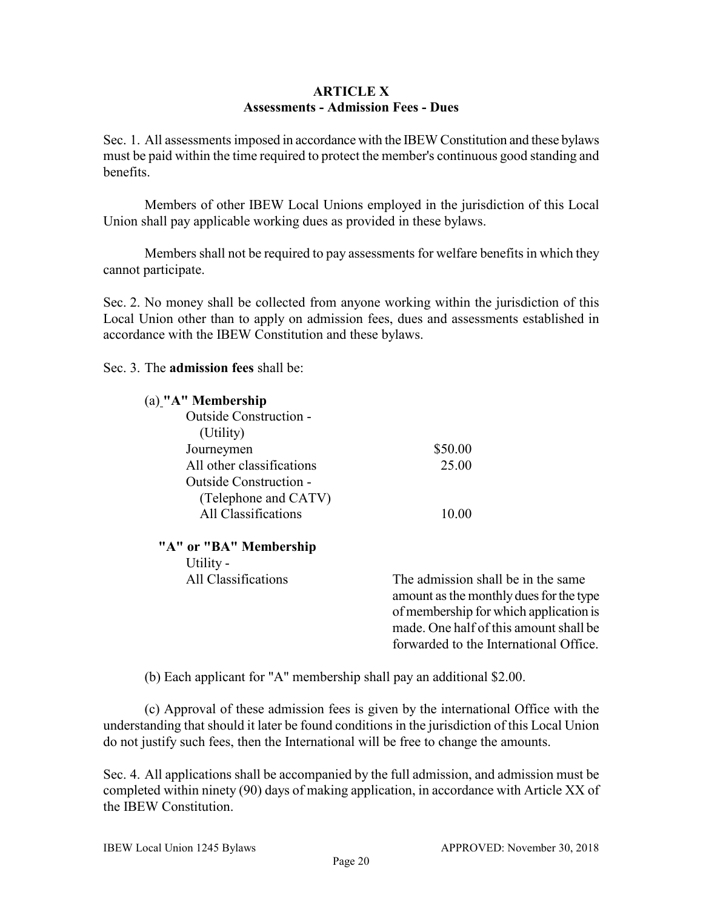## ARTICLE X
### Assessments - Admission Fees - Dues

Sec. 1. All assessments imposed in accordance with the IBEW Constitution and these bylaws must be paid within the time required to protect the member's continuous good standing and benefits.

Members of other IBEW Local Unions employed in the jurisdiction of this Local Union shall pay applicable working dues as provided in these bylaws.

Members shall not be required to pay assessments for welfare benefits in which they cannot participate.

Sec. 2. No money shall be collected from anyone working within the jurisdiction of this Local Union other than to apply on admission fees, dues and assessments established in accordance with the IBEW Constitution and these bylaws.

Sec. 3. The **admission fees** shall be:

(a) **"A" Membership**

| | |
|---|---|
| Outside Construction - (Utility) | |
| Journeymen | $50.00 |
| All other classifications | 25.00 |
| Outside Construction - (Telephone and CATV) | |
| All Classifications | 10.00 |

**"A" or "BA" Membership**

| | |
|---|---|
| Utility - | |
| All Classifications | The admission shall be in the same amount as the monthly dues for the type of membership for which application is made. One half of this amount shall be forwarded to the International Office. |

(b) Each applicant for "A" membership shall pay an additional $2.00.

(c) Approval of these admission fees is given by the international Office with the understanding that should it later be found conditions in the jurisdiction of this Local Union do not justify such fees, then the International will be free to change the amounts.

Sec. 4. All applications shall be accompanied by the full admission, and admission must be completed within ninety (90) days of making application, in accordance with Article XX of the IBEW Constitution.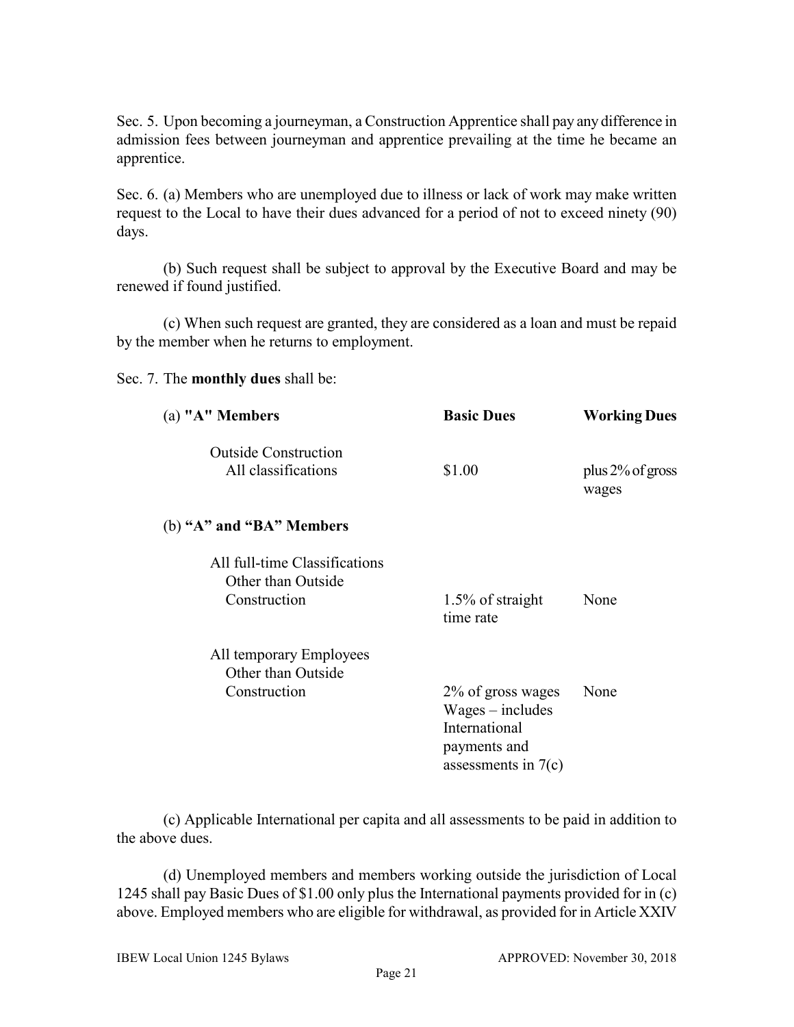Sec. 5. Upon becoming a journeyman, a Construction Apprentice shall pay any difference in admission fees between journeyman and apprentice prevailing at the time he became an apprentice.

Sec. 6. (a) Members who are unemployed due to illness or lack of work may make written request to the Local to have their dues advanced for a period of not to exceed ninety (90) days.

(b) Such request shall be subject to approval by the Executive Board and may be renewed if found justified.

(c) When such request are granted, they are considered as a loan and must be repaid by the member when he returns to employment.

Sec. 7. The **monthly dues** shall be:

| (a) **"A" Members** | **Basic Dues** | **Working Dues** |
|---|---|---|
| Outside Construction All classifications | $1.00 | plus 2% of gross wages |
| (b) **"A" and "BA" Members** | | |
| All full-time Classifications Other than Outside Construction | 1.5% of straight time rate | None |
| All temporary Employees Other than Outside Construction | 2% of gross wages Wages – includes International payments and assessments in 7(c) | None |

(c) Applicable International per capita and all assessments to be paid in addition to the above dues.

(d) Unemployed members and members working outside the jurisdiction of Local 1245 shall pay Basic Dues of $1.00 only plus the International payments provided for in (c) above. Employed members who are eligible for withdrawal, as provided for in Article XXIV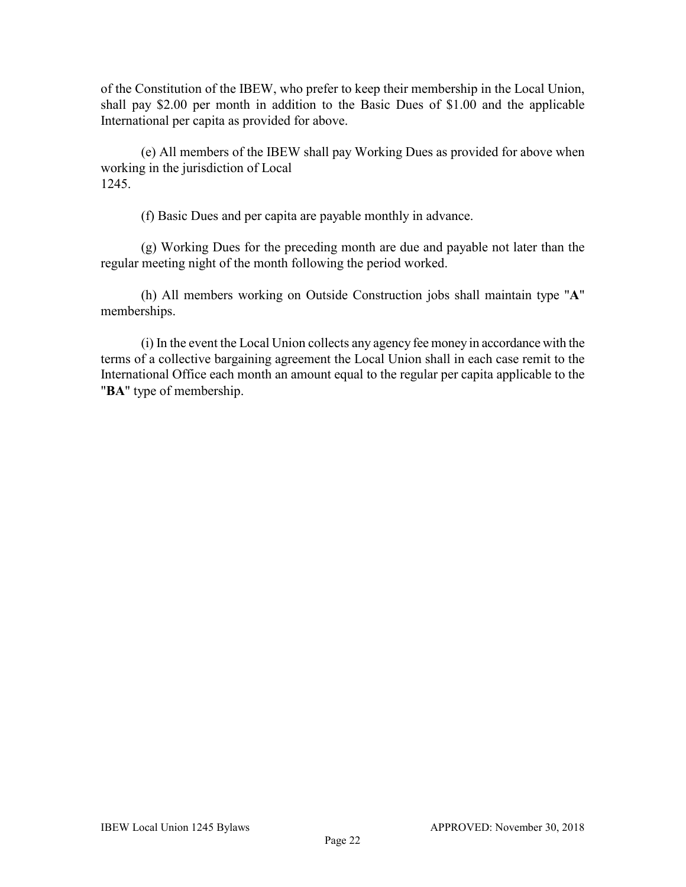of the Constitution of the IBEW, who prefer to keep their membership in the Local Union, shall pay \$2.00 per month in addition to the Basic Dues of \$1.00 and the applicable International per capita as provided for above.

(e) All members of the IBEW shall pay Working Dues as provided for above when working in the jurisdiction of Local 1245.

(f) Basic Dues and per capita are payable monthly in advance.

(g) Working Dues for the preceding month are due and payable not later than the regular meeting night of the month following the period worked.

(h) All members working on Outside Construction jobs shall maintain type "**A**" memberships.

(i) In the event the Local Union collects any agency fee money in accordance with the terms of a collective bargaining agreement the Local Union shall in each case remit to the International Office each month an amount equal to the regular per capita applicable to the "**BA**" type of membership.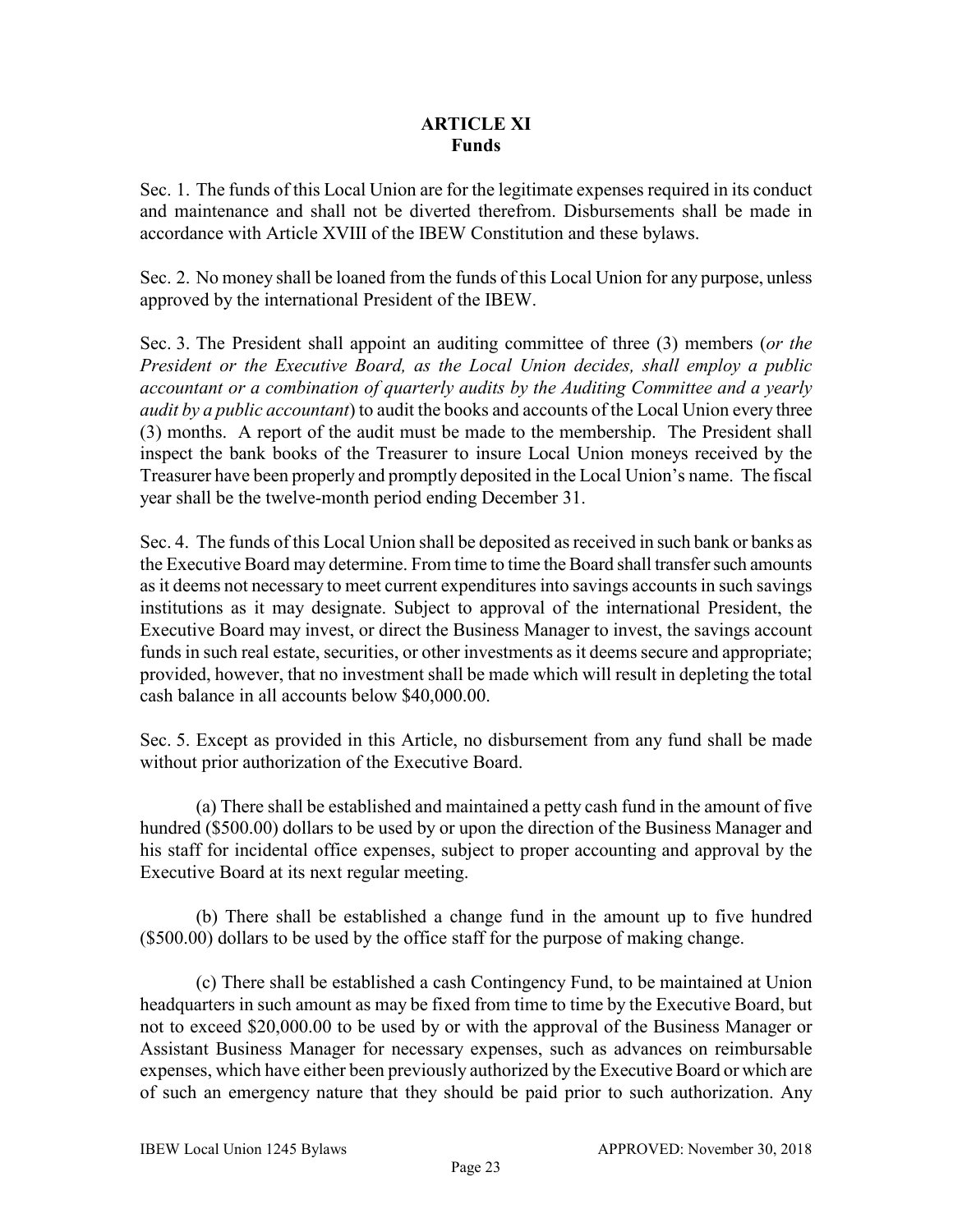## ARTICLE XI
### Funds

Sec. 1. The funds of this Local Union are for the legitimate expenses required in its conduct and maintenance and shall not be diverted therefrom. Disbursements shall be made in accordance with Article XVIII of the IBEW Constitution and these bylaws.

Sec. 2. No money shall be loaned from the funds of this Local Union for any purpose, unless approved by the international President of the IBEW.

Sec. 3. The President shall appoint an auditing committee of three (3) members (*or the President or the Executive Board, as the Local Union decides, shall employ a public accountant or a combination of quarterly audits by the Auditing Committee and a yearly audit by a public accountant*) to audit the books and accounts of the Local Union every three (3) months. A report of the audit must be made to the membership. The President shall inspect the bank books of the Treasurer to insure Local Union moneys received by the Treasurer have been properly and promptly deposited in the Local Union's name. The fiscal year shall be the twelve-month period ending December 31.

Sec. 4. The funds of this Local Union shall be deposited as received in such bank or banks as the Executive Board may determine. From time to time the Board shall transfer such amounts as it deems not necessary to meet current expenditures into savings accounts in such savings institutions as it may designate. Subject to approval of the international President, the Executive Board may invest, or direct the Business Manager to invest, the savings account funds in such real estate, securities, or other investments as it deems secure and appropriate; provided, however, that no investment shall be made which will result in depleting the total cash balance in all accounts below $40,000.00.

Sec. 5. Except as provided in this Article, no disbursement from any fund shall be made without prior authorization of the Executive Board.

(a) There shall be established and maintained a petty cash fund in the amount of five hundred ($500.00) dollars to be used by or upon the direction of the Business Manager and his staff for incidental office expenses, subject to proper accounting and approval by the Executive Board at its next regular meeting.

(b) There shall be established a change fund in the amount up to five hundred ($500.00) dollars to be used by the office staff for the purpose of making change.

(c) There shall be established a cash Contingency Fund, to be maintained at Union headquarters in such amount as may be fixed from time to time by the Executive Board, but not to exceed $20,000.00 to be used by or with the approval of the Business Manager or Assistant Business Manager for necessary expenses, such as advances on reimbursable expenses, which have either been previously authorized by the Executive Board or which are of such an emergency nature that they should be paid prior to such authorization. Any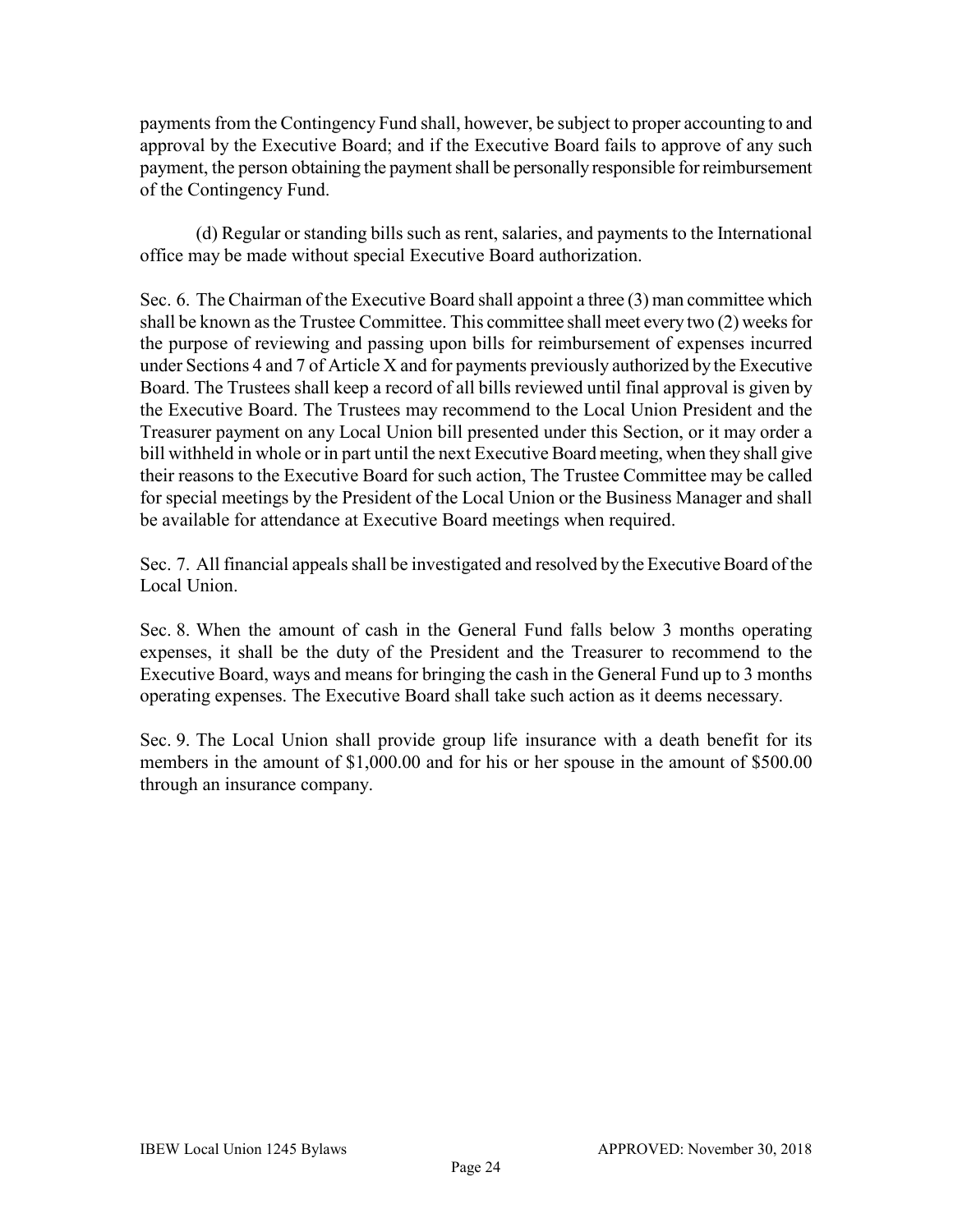payments from the Contingency Fund shall, however, be subject to proper accounting to and approval by the Executive Board; and if the Executive Board fails to approve of any such payment, the person obtaining the payment shall be personally responsible for reimbursement of the Contingency Fund.

(d) Regular or standing bills such as rent, salaries, and payments to the International office may be made without special Executive Board authorization.

Sec. 6. The Chairman of the Executive Board shall appoint a three (3) man committee which shall be known as the Trustee Committee. This committee shall meet every two (2) weeks for the purpose of reviewing and passing upon bills for reimbursement of expenses incurred under Sections 4 and 7 of Article X and for payments previously authorized by the Executive Board. The Trustees shall keep a record of all bills reviewed until final approval is given by the Executive Board. The Trustees may recommend to the Local Union President and the Treasurer payment on any Local Union bill presented under this Section, or it may order a bill withheld in whole or in part until the next Executive Board meeting, when they shall give their reasons to the Executive Board for such action, The Trustee Committee may be called for special meetings by the President of the Local Union or the Business Manager and shall be available for attendance at Executive Board meetings when required.

Sec. 7. All financial appeals shall be investigated and resolved by the Executive Board of the Local Union.

Sec. 8. When the amount of cash in the General Fund falls below 3 months operating expenses, it shall be the duty of the President and the Treasurer to recommend to the Executive Board, ways and means for bringing the cash in the General Fund up to 3 months operating expenses. The Executive Board shall take such action as it deems necessary.

Sec. 9. The Local Union shall provide group life insurance with a death benefit for its members in the amount of $1,000.00 and for his or her spouse in the amount of $500.00 through an insurance company.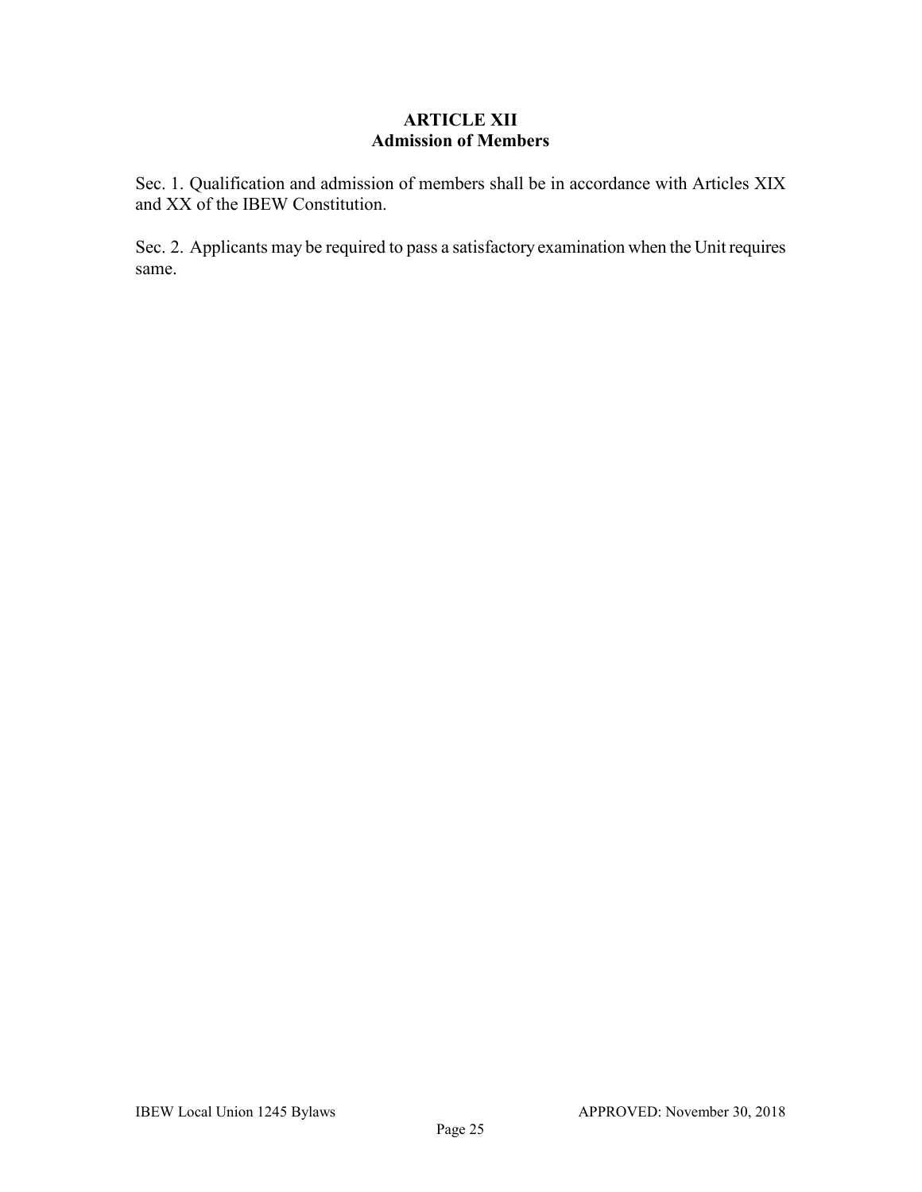## ARTICLE XII
## Admission of Members

Sec. 1. Qualification and admission of members shall be in accordance with Articles XIX and XX of the IBEW Constitution.

Sec. 2. Applicants may be required to pass a satisfactory examination when the Unit requires same.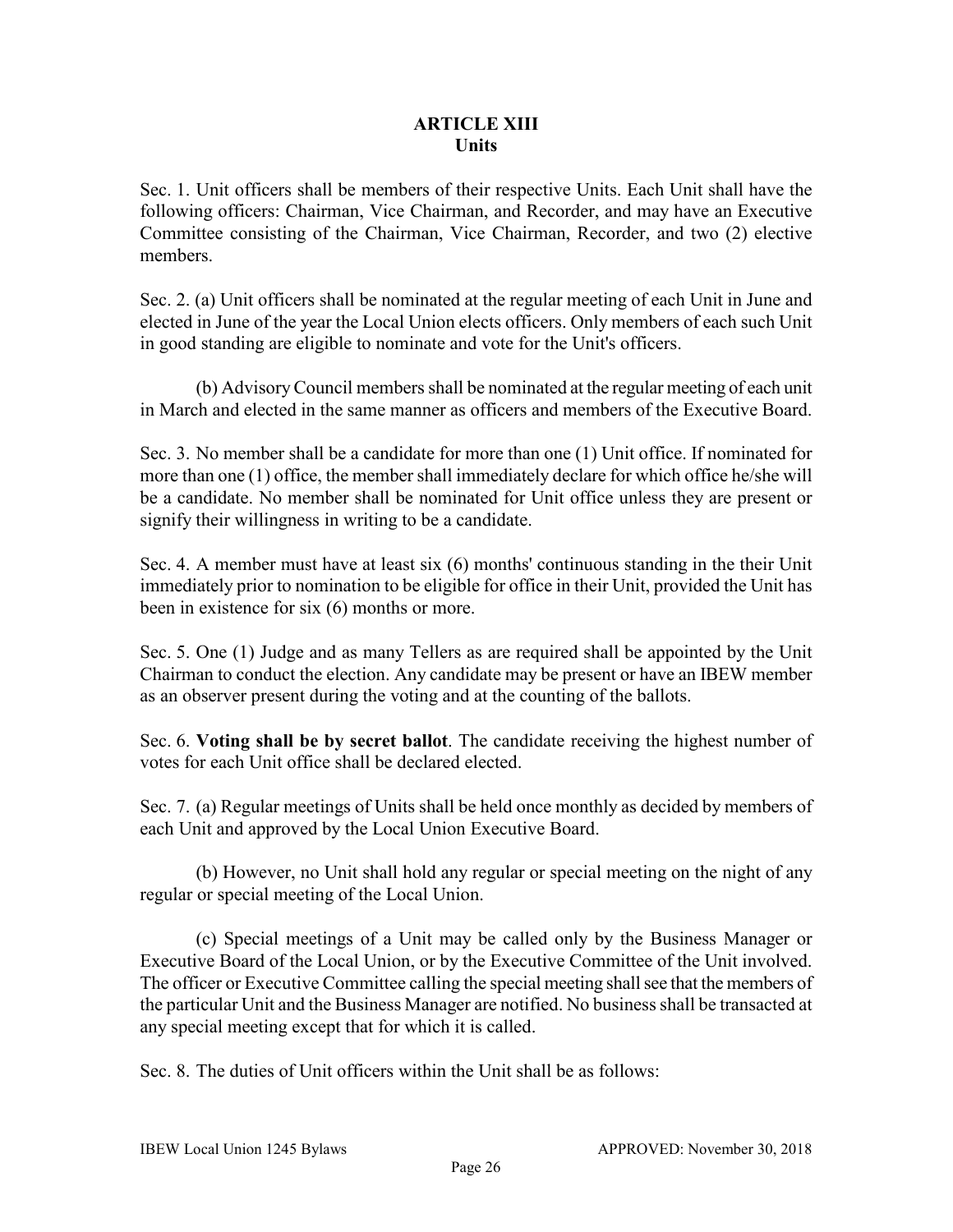# ARTICLE XIII
## Units

Sec. 1. Unit officers shall be members of their respective Units. Each Unit shall have the following officers: Chairman, Vice Chairman, and Recorder, and may have an Executive Committee consisting of the Chairman, Vice Chairman, Recorder, and two (2) elective members.

Sec. 2. (a) Unit officers shall be nominated at the regular meeting of each Unit in June and elected in June of the year the Local Union elects officers. Only members of each such Unit in good standing are eligible to nominate and vote for the Unit's officers.

(b) Advisory Council members shall be nominated at the regular meeting of each unit in March and elected in the same manner as officers and members of the Executive Board.

Sec. 3. No member shall be a candidate for more than one (1) Unit office. If nominated for more than one (1) office, the member shall immediately declare for which office he/she will be a candidate. No member shall be nominated for Unit office unless they are present or signify their willingness in writing to be a candidate.

Sec. 4. A member must have at least six (6) months' continuous standing in the their Unit immediately prior to nomination to be eligible for office in their Unit, provided the Unit has been in existence for six (6) months or more.

Sec. 5. One (1) Judge and as many Tellers as are required shall be appointed by the Unit Chairman to conduct the election. Any candidate may be present or have an IBEW member as an observer present during the voting and at the counting of the ballots.

Sec. 6. **Voting shall be by secret ballot**. The candidate receiving the highest number of votes for each Unit office shall be declared elected.

Sec. 7. (a) Regular meetings of Units shall be held once monthly as decided by members of each Unit and approved by the Local Union Executive Board.

(b) However, no Unit shall hold any regular or special meeting on the night of any regular or special meeting of the Local Union.

(c) Special meetings of a Unit may be called only by the Business Manager or Executive Board of the Local Union, or by the Executive Committee of the Unit involved. The officer or Executive Committee calling the special meeting shall see that the members of the particular Unit and the Business Manager are notified. No business shall be transacted at any special meeting except that for which it is called.

Sec. 8. The duties of Unit officers within the Unit shall be as follows: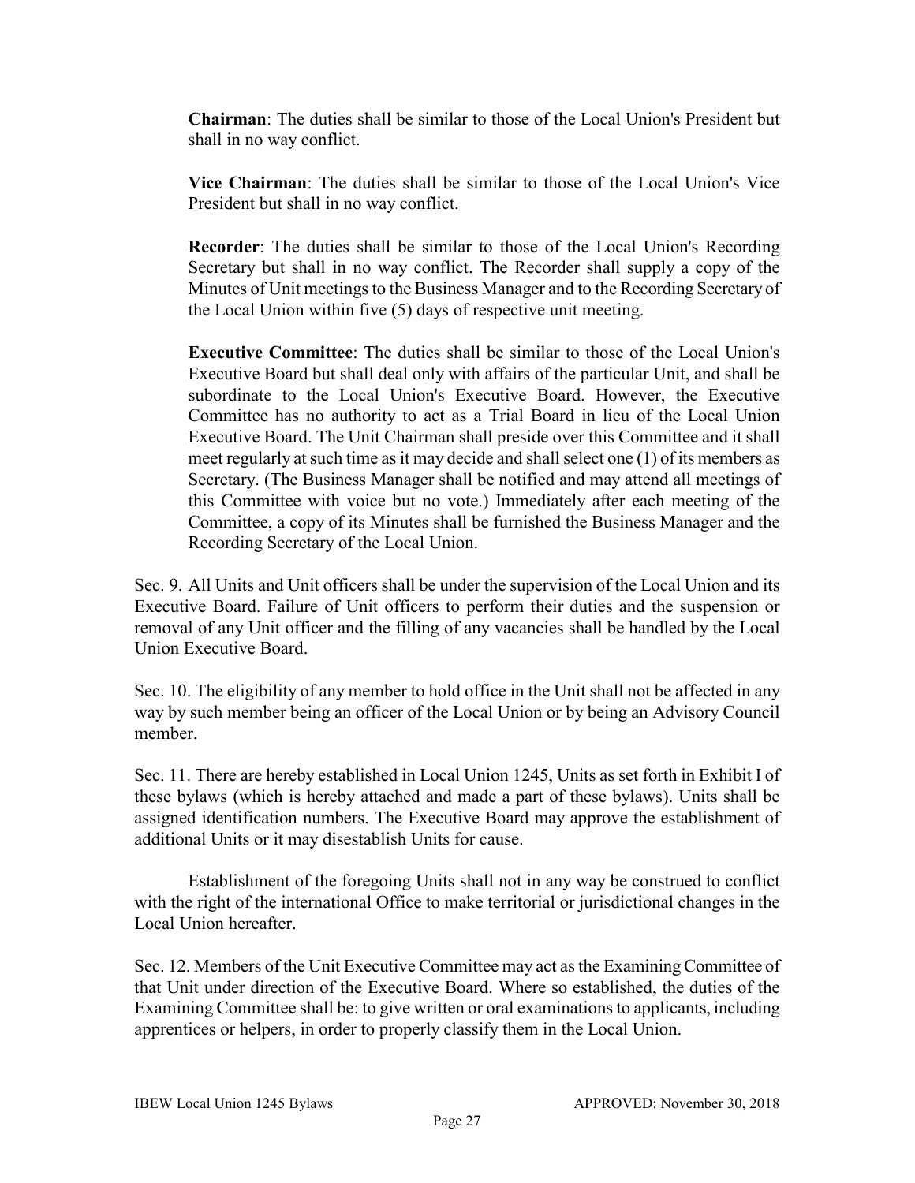**Chairman**: The duties shall be similar to those of the Local Union's President but shall in no way conflict.

**Vice Chairman**: The duties shall be similar to those of the Local Union's Vice President but shall in no way conflict.

**Recorder**: The duties shall be similar to those of the Local Union's Recording Secretary but shall in no way conflict. The Recorder shall supply a copy of the Minutes of Unit meetings to the Business Manager and to the Recording Secretary of the Local Union within five (5) days of respective unit meeting.

**Executive Committee**: The duties shall be similar to those of the Local Union's Executive Board but shall deal only with affairs of the particular Unit, and shall be subordinate to the Local Union's Executive Board. However, the Executive Committee has no authority to act as a Trial Board in lieu of the Local Union Executive Board. The Unit Chairman shall preside over this Committee and it shall meet regularly at such time as it may decide and shall select one (1) of its members as Secretary. (The Business Manager shall be notified and may attend all meetings of this Committee with voice but no vote.) Immediately after each meeting of the Committee, a copy of its Minutes shall be furnished the Business Manager and the Recording Secretary of the Local Union.

Sec. 9. All Units and Unit officers shall be under the supervision of the Local Union and its Executive Board. Failure of Unit officers to perform their duties and the suspension or removal of any Unit officer and the filling of any vacancies shall be handled by the Local Union Executive Board.

Sec. 10. The eligibility of any member to hold office in the Unit shall not be affected in any way by such member being an officer of the Local Union or by being an Advisory Council member.

Sec. 11. There are hereby established in Local Union 1245, Units as set forth in Exhibit I of these bylaws (which is hereby attached and made a part of these bylaws). Units shall be assigned identification numbers. The Executive Board may approve the establishment of additional Units or it may disestablish Units for cause.

Establishment of the foregoing Units shall not in any way be construed to conflict with the right of the international Office to make territorial or jurisdictional changes in the Local Union hereafter.

Sec. 12. Members of the Unit Executive Committee may act as the Examining Committee of that Unit under direction of the Executive Board. Where so established, the duties of the Examining Committee shall be: to give written or oral examinations to applicants, including apprentices or helpers, in order to properly classify them in the Local Union.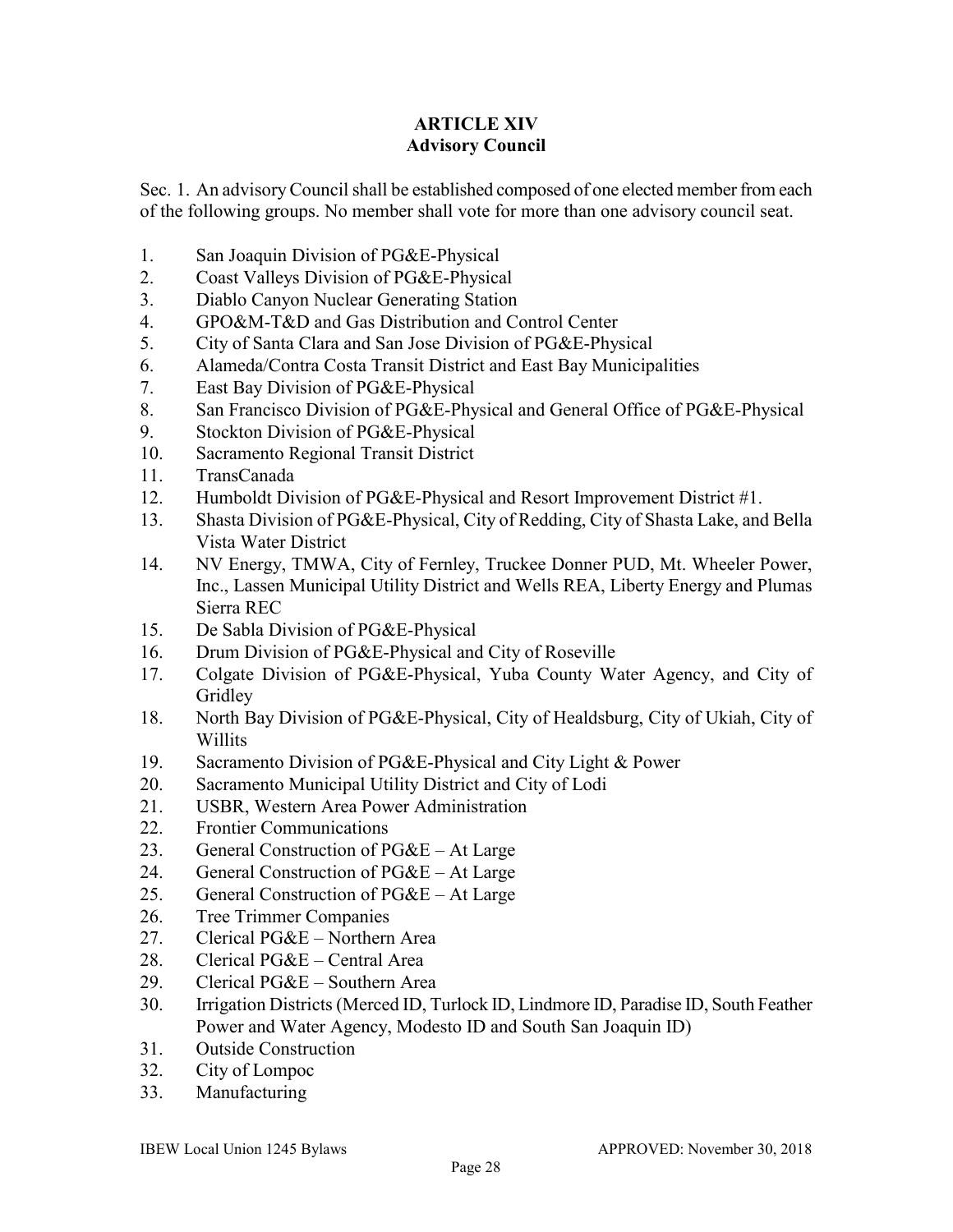## ARTICLE XIV
## Advisory Council

Sec. 1. An advisory Council shall be established composed of one elected member from each of the following groups. No member shall vote for more than one advisory council seat.

1. San Joaquin Division of PG&E-Physical
2. Coast Valleys Division of PG&E-Physical
3. Diablo Canyon Nuclear Generating Station
4. GPO&M-T&D and Gas Distribution and Control Center
5. City of Santa Clara and San Jose Division of PG&E-Physical
6. Alameda/Contra Costa Transit District and East Bay Municipalities
7. East Bay Division of PG&E-Physical
8. San Francisco Division of PG&E-Physical and General Office of PG&E-Physical
9. Stockton Division of PG&E-Physical
10. Sacramento Regional Transit District
11. TransCanada
12. Humboldt Division of PG&E-Physical and Resort Improvement District #1.
13. Shasta Division of PG&E-Physical, City of Redding, City of Shasta Lake, and Bella Vista Water District
14. NV Energy, TMWA, City of Fernley, Truckee Donner PUD, Mt. Wheeler Power, Inc., Lassen Municipal Utility District and Wells REA, Liberty Energy and Plumas Sierra REC
15. De Sabla Division of PG&E-Physical
16. Drum Division of PG&E-Physical and City of Roseville
17. Colgate Division of PG&E-Physical, Yuba County Water Agency, and City of Gridley
18. North Bay Division of PG&E-Physical, City of Healdsburg, City of Ukiah, City of Willits
19. Sacramento Division of PG&E-Physical and City Light & Power
20. Sacramento Municipal Utility District and City of Lodi
21. USBR, Western Area Power Administration
22. Frontier Communications
23. General Construction of PG&E – At Large
24. General Construction of PG&E – At Large
25. General Construction of PG&E – At Large
26. Tree Trimmer Companies
27. Clerical PG&E – Northern Area
28. Clerical PG&E – Central Area
29. Clerical PG&E – Southern Area
30. Irrigation Districts (Merced ID, Turlock ID, Lindmore ID, Paradise ID, South Feather Power and Water Agency, Modesto ID and South San Joaquin ID)
31. Outside Construction
32. City of Lompoc
33. Manufacturing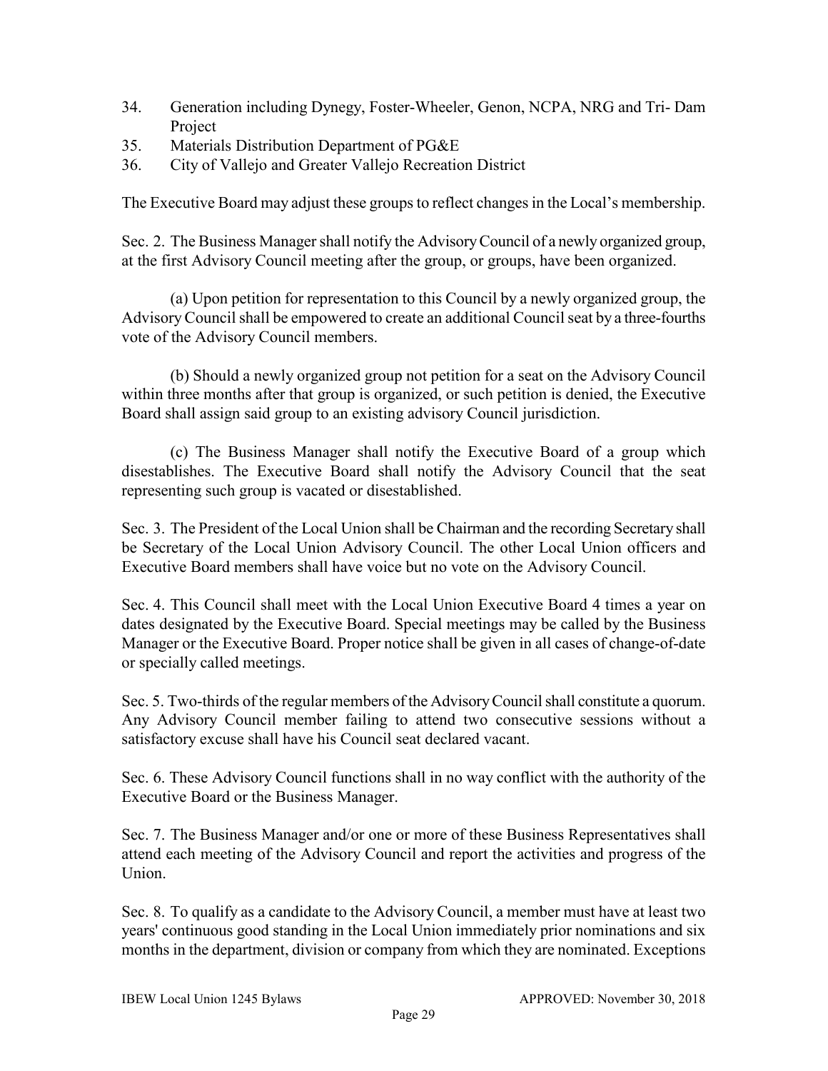34. Generation including Dynegy, Foster-Wheeler, Genon, NCPA, NRG and Tri- Dam Project
35. Materials Distribution Department of PG&E
36. City of Vallejo and Greater Vallejo Recreation District

The Executive Board may adjust these groups to reflect changes in the Local's membership.

Sec. 2. The Business Manager shall notify the Advisory Council of a newly organized group, at the first Advisory Council meeting after the group, or groups, have been organized.

(a) Upon petition for representation to this Council by a newly organized group, the Advisory Council shall be empowered to create an additional Council seat by a three-fourths vote of the Advisory Council members.

(b) Should a newly organized group not petition for a seat on the Advisory Council within three months after that group is organized, or such petition is denied, the Executive Board shall assign said group to an existing advisory Council jurisdiction.

(c) The Business Manager shall notify the Executive Board of a group which disestablishes. The Executive Board shall notify the Advisory Council that the seat representing such group is vacated or disestablished.

Sec. 3. The President of the Local Union shall be Chairman and the recording Secretary shall be Secretary of the Local Union Advisory Council. The other Local Union officers and Executive Board members shall have voice but no vote on the Advisory Council.

Sec. 4. This Council shall meet with the Local Union Executive Board 4 times a year on dates designated by the Executive Board. Special meetings may be called by the Business Manager or the Executive Board. Proper notice shall be given in all cases of change-of-date or specially called meetings.

Sec. 5. Two-thirds of the regular members of the Advisory Council shall constitute a quorum. Any Advisory Council member failing to attend two consecutive sessions without a satisfactory excuse shall have his Council seat declared vacant.

Sec. 6. These Advisory Council functions shall in no way conflict with the authority of the Executive Board or the Business Manager.

Sec. 7. The Business Manager and/or one or more of these Business Representatives shall attend each meeting of the Advisory Council and report the activities and progress of the Union.

Sec. 8. To qualify as a candidate to the Advisory Council, a member must have at least two years' continuous good standing in the Local Union immediately prior nominations and six months in the department, division or company from which they are nominated. Exceptions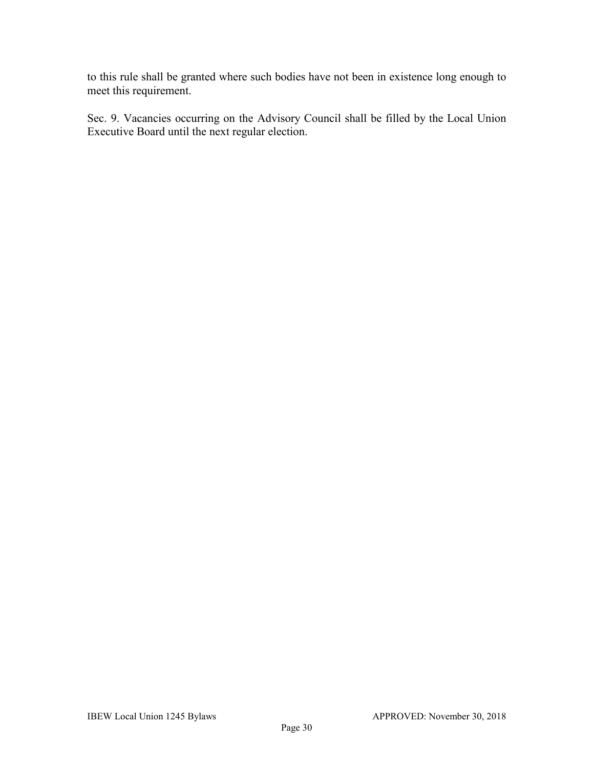to this rule shall be granted where such bodies have not been in existence long enough to meet this requirement.

Sec. 9. Vacancies occurring on the Advisory Council shall be filled by the Local Union Executive Board until the next regular election.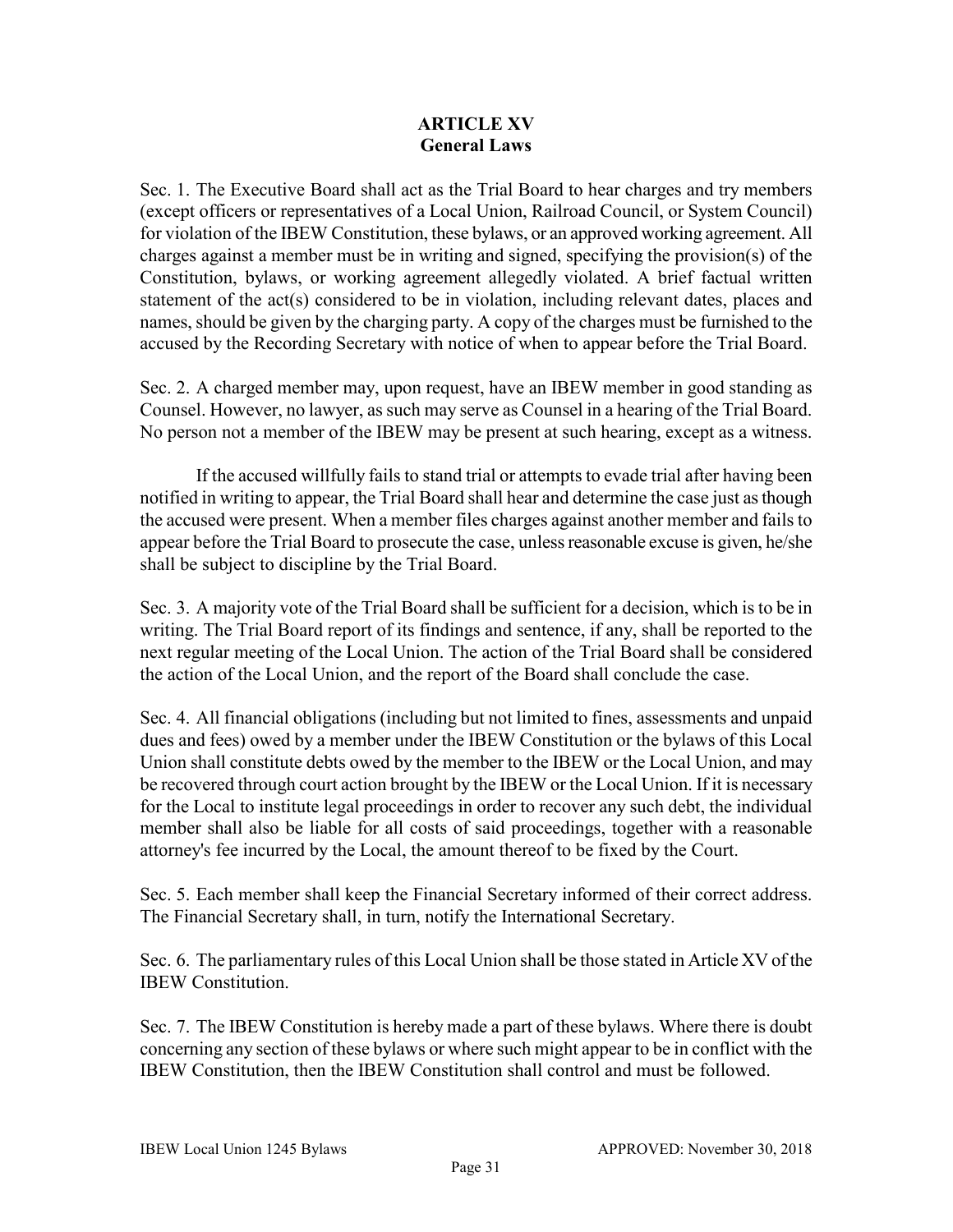## ARTICLE XV
## General Laws

Sec. 1. The Executive Board shall act as the Trial Board to hear charges and try members (except officers or representatives of a Local Union, Railroad Council, or System Council) for violation of the IBEW Constitution, these bylaws, or an approved working agreement. All charges against a member must be in writing and signed, specifying the provision(s) of the Constitution, bylaws, or working agreement allegedly violated. A brief factual written statement of the act(s) considered to be in violation, including relevant dates, places and names, should be given by the charging party. A copy of the charges must be furnished to the accused by the Recording Secretary with notice of when to appear before the Trial Board.

Sec. 2. A charged member may, upon request, have an IBEW member in good standing as Counsel. However, no lawyer, as such may serve as Counsel in a hearing of the Trial Board. No person not a member of the IBEW may be present at such hearing, except as a witness.

If the accused willfully fails to stand trial or attempts to evade trial after having been notified in writing to appear, the Trial Board shall hear and determine the case just as though the accused were present. When a member files charges against another member and fails to appear before the Trial Board to prosecute the case, unless reasonable excuse is given, he/she shall be subject to discipline by the Trial Board.

Sec. 3. A majority vote of the Trial Board shall be sufficient for a decision, which is to be in writing. The Trial Board report of its findings and sentence, if any, shall be reported to the next regular meeting of the Local Union. The action of the Trial Board shall be considered the action of the Local Union, and the report of the Board shall conclude the case.

Sec. 4. All financial obligations (including but not limited to fines, assessments and unpaid dues and fees) owed by a member under the IBEW Constitution or the bylaws of this Local Union shall constitute debts owed by the member to the IBEW or the Local Union, and may be recovered through court action brought by the IBEW or the Local Union. If it is necessary for the Local to institute legal proceedings in order to recover any such debt, the individual member shall also be liable for all costs of said proceedings, together with a reasonable attorney's fee incurred by the Local, the amount thereof to be fixed by the Court.

Sec. 5. Each member shall keep the Financial Secretary informed of their correct address. The Financial Secretary shall, in turn, notify the International Secretary.

Sec. 6. The parliamentary rules of this Local Union shall be those stated in Article XV of the IBEW Constitution.

Sec. 7. The IBEW Constitution is hereby made a part of these bylaws. Where there is doubt concerning any section of these bylaws or where such might appear to be in conflict with the IBEW Constitution, then the IBEW Constitution shall control and must be followed.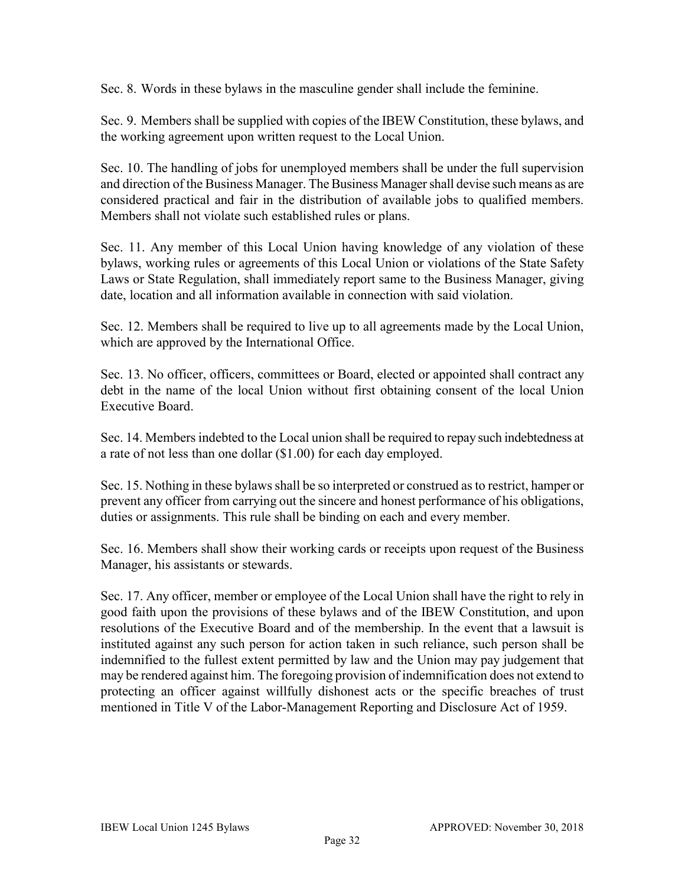Sec. 8. Words in these bylaws in the masculine gender shall include the feminine.

Sec. 9. Members shall be supplied with copies of the IBEW Constitution, these bylaws, and the working agreement upon written request to the Local Union.

Sec. 10. The handling of jobs for unemployed members shall be under the full supervision and direction of the Business Manager. The Business Manager shall devise such means as are considered practical and fair in the distribution of available jobs to qualified members. Members shall not violate such established rules or plans.

Sec. 11. Any member of this Local Union having knowledge of any violation of these bylaws, working rules or agreements of this Local Union or violations of the State Safety Laws or State Regulation, shall immediately report same to the Business Manager, giving date, location and all information available in connection with said violation.

Sec. 12. Members shall be required to live up to all agreements made by the Local Union, which are approved by the International Office.

Sec. 13. No officer, officers, committees or Board, elected or appointed shall contract any debt in the name of the local Union without first obtaining consent of the local Union Executive Board.

Sec. 14. Members indebted to the Local union shall be required to repay such indebtedness at a rate of not less than one dollar ($1.00) for each day employed.

Sec. 15. Nothing in these bylaws shall be so interpreted or construed as to restrict, hamper or prevent any officer from carrying out the sincere and honest performance of his obligations, duties or assignments. This rule shall be binding on each and every member.

Sec. 16. Members shall show their working cards or receipts upon request of the Business Manager, his assistants or stewards.

Sec. 17. Any officer, member or employee of the Local Union shall have the right to rely in good faith upon the provisions of these bylaws and of the IBEW Constitution, and upon resolutions of the Executive Board and of the membership. In the event that a lawsuit is instituted against any such person for action taken in such reliance, such person shall be indemnified to the fullest extent permitted by law and the Union may pay judgement that may be rendered against him. The foregoing provision of indemnification does not extend to protecting an officer against willfully dishonest acts or the specific breaches of trust mentioned in Title V of the Labor-Management Reporting and Disclosure Act of 1959.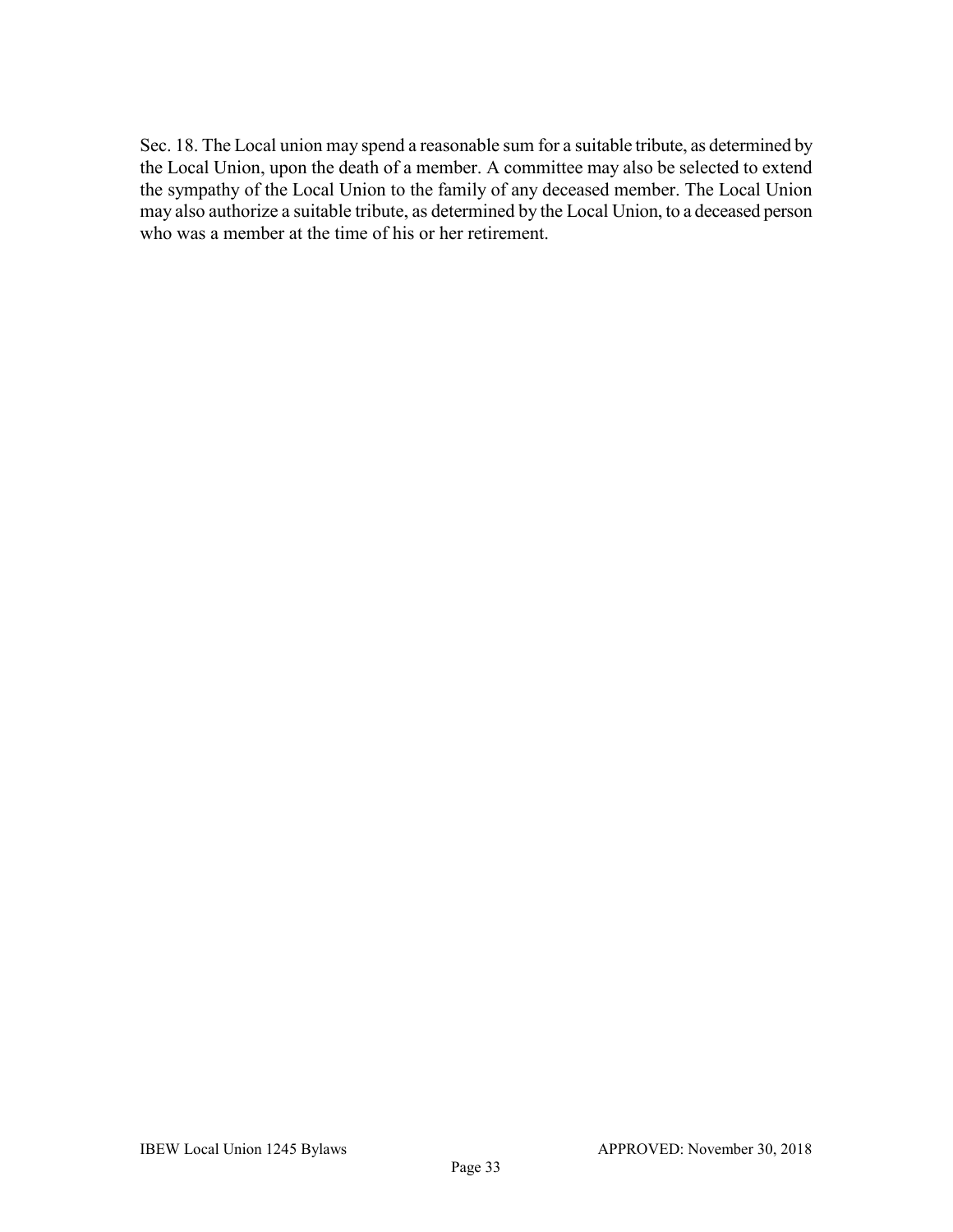Sec. 18. The Local union may spend a reasonable sum for a suitable tribute, as determined by the Local Union, upon the death of a member. A committee may also be selected to extend the sympathy of the Local Union to the family of any deceased member. The Local Union may also authorize a suitable tribute, as determined by the Local Union, to a deceased person who was a member at the time of his or her retirement.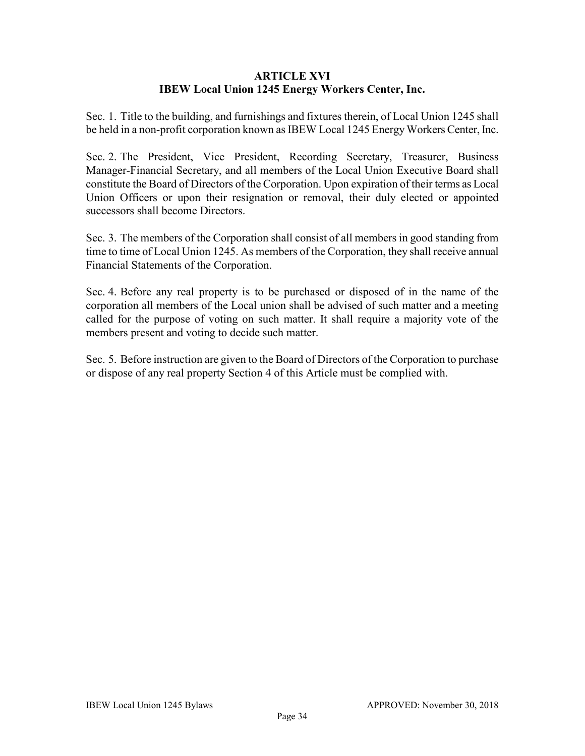## ARTICLE XVI
## IBEW Local Union 1245 Energy Workers Center, Inc.

Sec. 1. Title to the building, and furnishings and fixtures therein, of Local Union 1245 shall be held in a non-profit corporation known as IBEW Local 1245 Energy Workers Center, Inc.

Sec. 2. The President, Vice President, Recording Secretary, Treasurer, Business Manager-Financial Secretary, and all members of the Local Union Executive Board shall constitute the Board of Directors of the Corporation. Upon expiration of their terms as Local Union Officers or upon their resignation or removal, their duly elected or appointed successors shall become Directors.

Sec. 3. The members of the Corporation shall consist of all members in good standing from time to time of Local Union 1245. As members of the Corporation, they shall receive annual Financial Statements of the Corporation.

Sec. 4. Before any real property is to be purchased or disposed of in the name of the corporation all members of the Local union shall be advised of such matter and a meeting called for the purpose of voting on such matter. It shall require a majority vote of the members present and voting to decide such matter.

Sec. 5. Before instruction are given to the Board of Directors of the Corporation to purchase or dispose of any real property Section 4 of this Article must be complied with.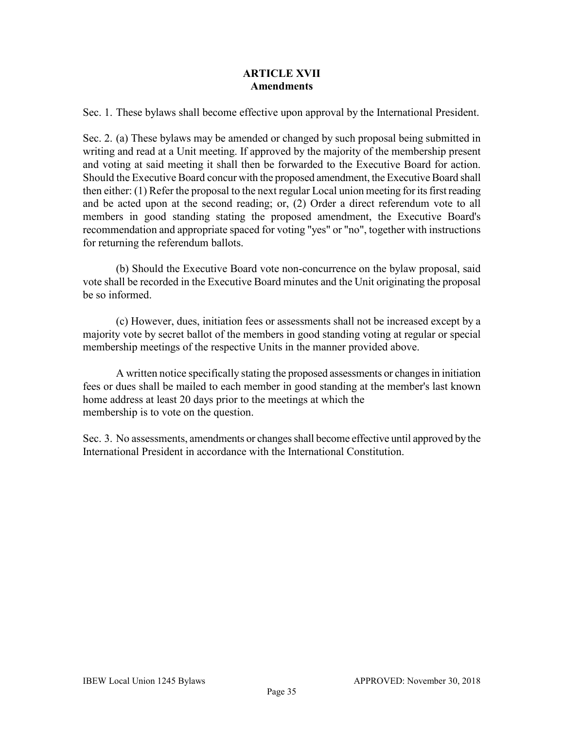## ARTICLE XVII
## Amendments

Sec. 1. These bylaws shall become effective upon approval by the International President.

Sec. 2. (a) These bylaws may be amended or changed by such proposal being submitted in writing and read at a Unit meeting. If approved by the majority of the membership present and voting at said meeting it shall then be forwarded to the Executive Board for action. Should the Executive Board concur with the proposed amendment, the Executive Board shall then either: (1) Refer the proposal to the next regular Local union meeting for its first reading and be acted upon at the second reading; or, (2) Order a direct referendum vote to all members in good standing stating the proposed amendment, the Executive Board's recommendation and appropriate spaced for voting "yes" or "no", together with instructions for returning the referendum ballots.

(b) Should the Executive Board vote non-concurrence on the bylaw proposal, said vote shall be recorded in the Executive Board minutes and the Unit originating the proposal be so informed.

(c) However, dues, initiation fees or assessments shall not be increased except by a majority vote by secret ballot of the members in good standing voting at regular or special membership meetings of the respective Units in the manner provided above.

A written notice specifically stating the proposed assessments or changes in initiation fees or dues shall be mailed to each member in good standing at the member's last known home address at least 20 days prior to the meetings at which the membership is to vote on the question.

Sec. 3. No assessments, amendments or changes shall become effective until approved by the International President in accordance with the International Constitution.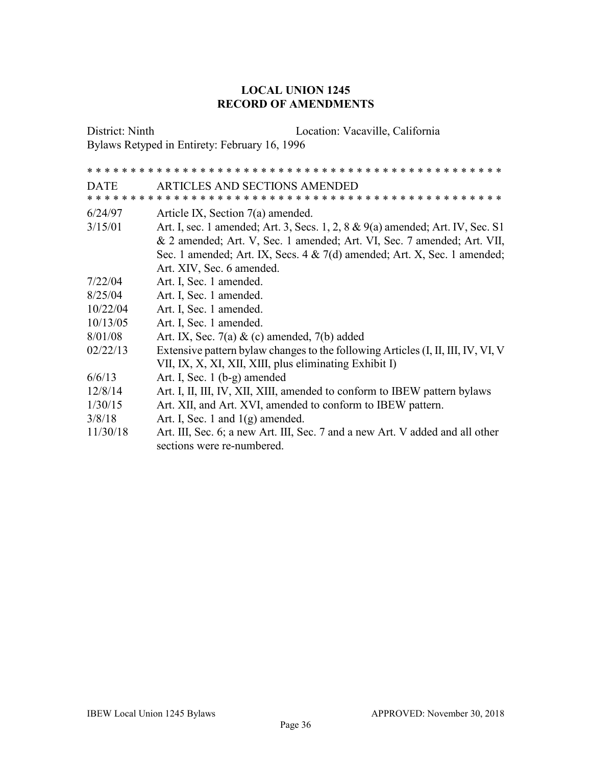## LOCAL UNION 1245
## RECORD OF AMENDMENTS

District: Ninth Location: Vacaville, California
Bylaws Retyped in Entirety: February 16, 1996

* * * * * * * * * * * * * * * * * * * * * * * * * * * * * * * * * * * * * * * * * * * * * * *

| DATE | ARTICLES AND SECTIONS AMENDED |
|---|---|
| 6/24/97 | Article IX, Section 7(a) amended. |
| 3/15/01 | Art. I, sec. 1 amended; Art. 3, Secs. 1, 2, 8 & 9(a) amended; Art. IV, Sec. S1 & 2 amended; Art. V, Sec. 1 amended; Art. VI, Sec. 7 amended; Art. VII, Sec. 1 amended; Art. IX, Secs. 4 & 7(d) amended; Art. X, Sec. 1 amended; Art. XIV, Sec. 6 amended. |
| 7/22/04 | Art. I, Sec. 1 amended. |
| 8/25/04 | Art. I, Sec. 1 amended. |
| 10/22/04 | Art. I, Sec. 1 amended. |
| 10/13/05 | Art. I, Sec. 1 amended. |
| 8/01/08 | Art. IX, Sec. 7(a) & (c) amended, 7(b) added |
| 02/22/13 | Extensive pattern bylaw changes to the following Articles (I, II, III, IV, VI, V VII, IX, X, XI, XII, XIII, plus eliminating Exhibit I) |
| 6/6/13 | Art. I, Sec. 1 (b-g) amended |
| 12/8/14 | Art. I, II, III, IV, XII, XIII, amended to conform to IBEW pattern bylaws |
| 1/30/15 | Art. XII, and Art. XVI, amended to conform to IBEW pattern. |
| 3/8/18 | Art. I, Sec. 1 and 1(g) amended. |
| 11/30/18 | Art. III, Sec. 6; a new Art. III, Sec. 7 and a new Art. V added and all other sections were re-numbered. |